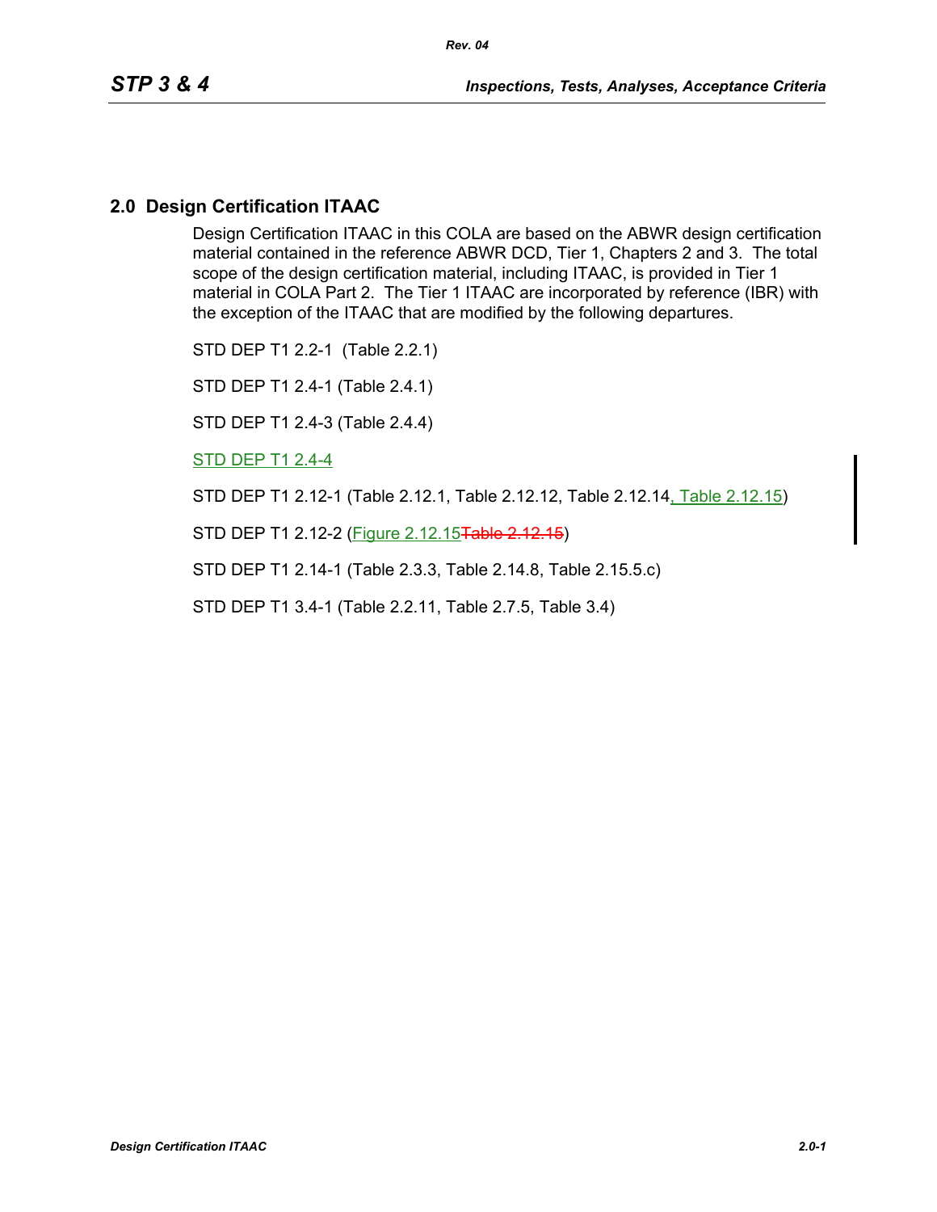## 2.0 Design Certification ITAAC

Design Certification ITAAC in this COLA are based on the ABWR design certification material contained in the reference ABWR DCD, Tier 1, Chapters 2 and 3. The total scope of the design certification material, including ITAAC, is provided in Tier 1 material in COLA Part 2. The Tier 1 ITAAC are incorporated by reference (IBR) with the exception of the ITAAC that are modified by the following departures.

STD DEP T1 2.2-1 (Table 2.2.1)

STD DEP T1 2.4-1 (Table 2.4.1)

STD DEP T1 2.4-3 (Table 2.4.4)

STD DEP T1 2.4-4

STD DEP T1 2.12-1 (Table 2.12.1, Table 2.12.12, Table 2.12.14, Table 2.12.15)

STD DEP T1 2.12-2 (Figure 2.12.15~~Table 2.12.15~~)

STD DEP T1 2.14-1 (Table 2.3.3, Table 2.14.8, Table 2.15.5.c)

STD DEP T1 3.4-1 (Table 2.2.11, Table 2.7.5, Table 3.4)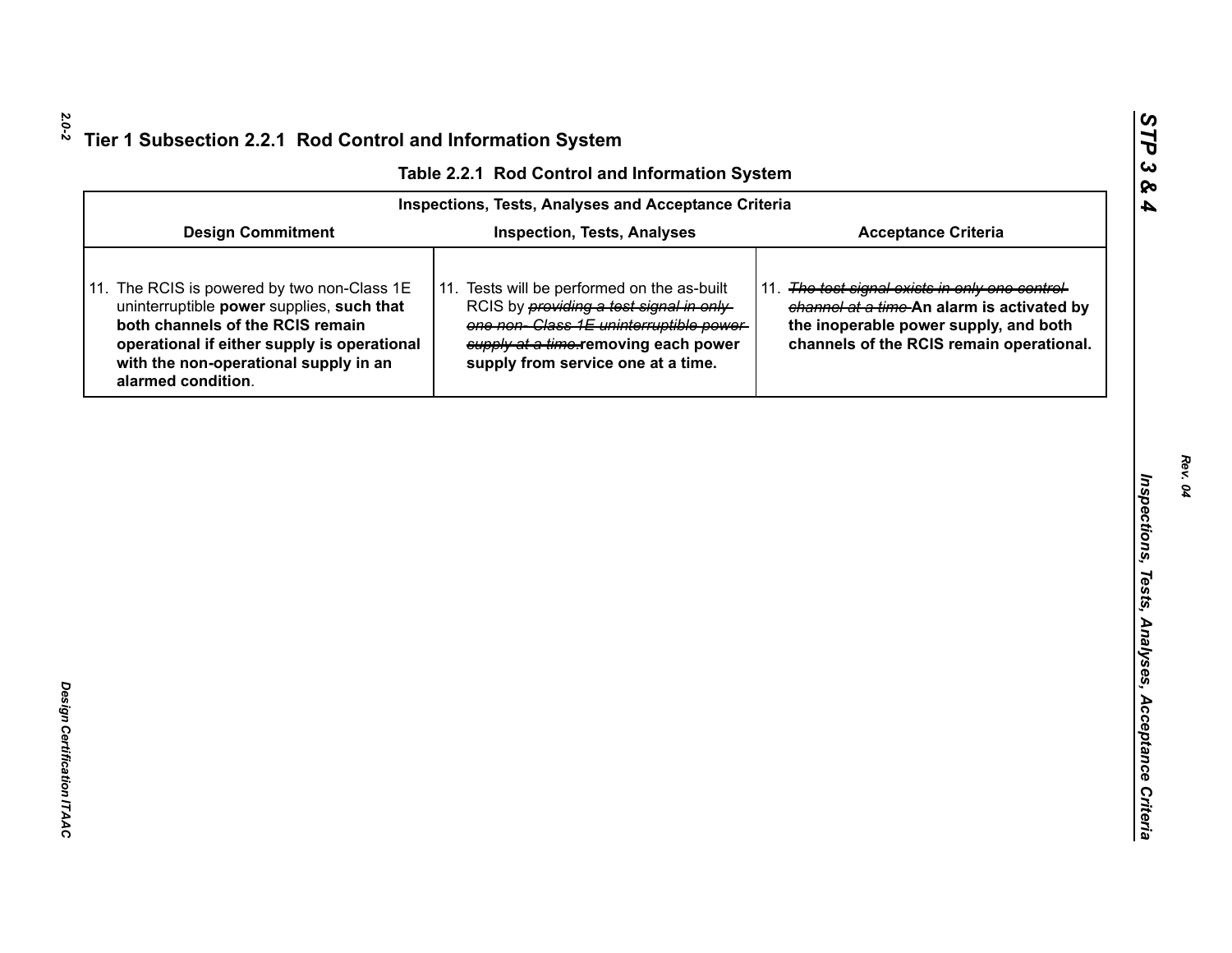## Tier 1 Subsection 2.2.1 Rod Control and Information System

**Table 2.2.1 Rod Control and Information System**

| Inspections, Tests, Analyses and Acceptance Criteria | | |
|---|---|---|
| **Design Commitment** | **Inspection, Tests, Analyses** | **Acceptance Criteria** |
| 11. The RCIS is powered by two non-Class 1E uninterruptible **power** supplies, **such that both channels of the RCIS remain operational if either supply is operational with the non-operational supply in an alarmed condition**. | 11. Tests will be performed on the as-built RCIS by ~~providing a test signal in only one non- Class 1E uninterruptible power supply at a time.~~**removing each power supply from service one at a time.** | 11. ~~The test signal exists in only one control channel at a time~~ **An alarm is activated by the inoperable power supply, and both channels of the RCIS remain operational.** |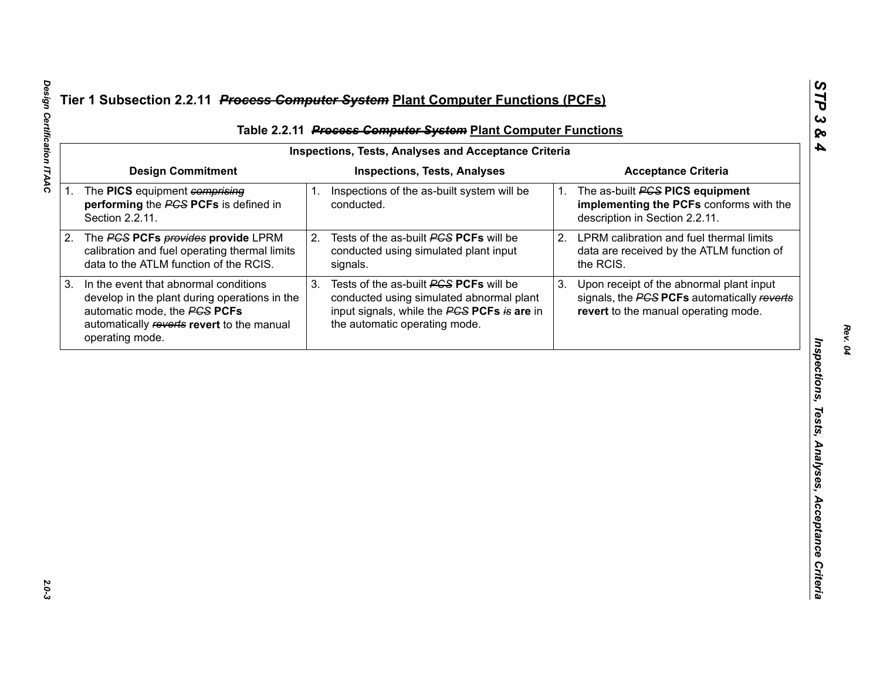# Tier 1 Subsection 2.2.11 ~~*Process Computer System*~~ Plant Computer Functions (PCFs)

**Table 2.2.11 ~~*Process Computer System*~~ Plant Computer Functions**

| Inspections, Tests, Analyses and Acceptance Criteria | | |
|---|---|---|
| **Design Commitment** | **Inspections, Tests, Analyses** | **Acceptance Criteria** |
| 1. The **PICS** equipment ~~*comprising*~~ **performing** the ~~*PCS*~~ **PCFs** is defined in Section 2.2.11. | 1. Inspections of the as-built system will be conducted. | 1. The as-built ~~*PCS*~~ **PICS equipment implementing the PCFs** conforms with the description in Section 2.2.11. |
| 2. The ~~*PCS*~~ **PCFs** ~~*provides*~~ **provide** LPRM calibration and fuel operating thermal limits data to the ATLM function of the RCIS. | 2. Tests of the as-built ~~*PCS*~~ **PCFs** will be conducted using simulated plant input signals. | 2. LPRM calibration and fuel thermal limits data are received by the ATLM function of the RCIS. |
| 3. In the event that abnormal conditions develop in the plant during operations in the automatic mode, the ~~*PCS*~~ **PCFs** automatically ~~*reverts*~~ **revert** to the manual operating mode. | 3. Tests of the as-built ~~*PCS*~~ **PCFs** will be conducted using simulated abnormal plant input signals, while the ~~*PCS*~~ **PCFs** ~~*is*~~ **are** in the automatic operating mode. | 3. Upon receipt of the abnormal plant input signals, the ~~*PCS*~~ **PCFs** automatically ~~*reverts*~~ **revert** to the manual operating mode. |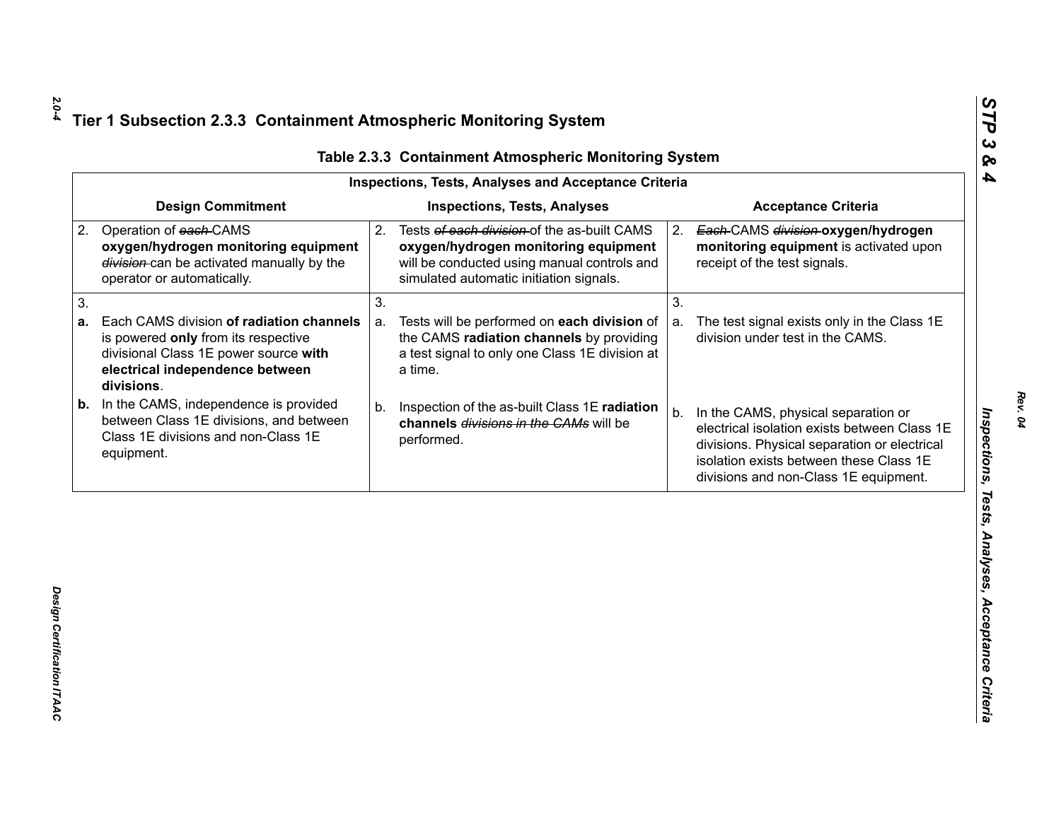## Tier 1 Subsection 2.3.3 Containment Atmospheric Monitoring System

### Table 2.3.3 Containment Atmospheric Monitoring System

| Inspections, Tests, Analyses and Acceptance Criteria | | |
|---|---|---|
| **Design Commitment** | **Inspections, Tests, Analyses** | **Acceptance Criteria** |
| 2. Operation of ~~each~~ CAMS **oxygen/hydrogen monitoring equipment** ~~division~~ can be activated manually by the operator or automatically. | 2. Tests ~~of each division~~ of the as-built CAMS **oxygen/hydrogen monitoring equipment** will be conducted using manual controls and simulated automatic initiation signals. | 2. ~~Each~~ CAMS ~~division~~ **oxygen/hydrogen monitoring equipment** is activated upon receipt of the test signals. |
| 3.<br>**a.** Each CAMS division **of radiation channels** is powered **only** from its respective divisional Class 1E power source **with electrical independence between divisions**.<br>**b.** In the CAMS, independence is provided between Class 1E divisions, and between Class 1E divisions and non-Class 1E equipment. | 3.<br>a. Tests will be performed on **each division** of the CAMS **radiation channels** by providing a test signal to only one Class 1E division at a time.<br>b. Inspection of the as-built Class 1E **radiation channels** ~~divisions in the CAMs~~ will be performed. | 3.<br>a. The test signal exists only in the Class 1E division under test in the CAMS.<br>b. In the CAMS, physical separation or electrical isolation exists between Class 1E divisions. Physical separation or electrical isolation exists between these Class 1E divisions and non-Class 1E equipment. |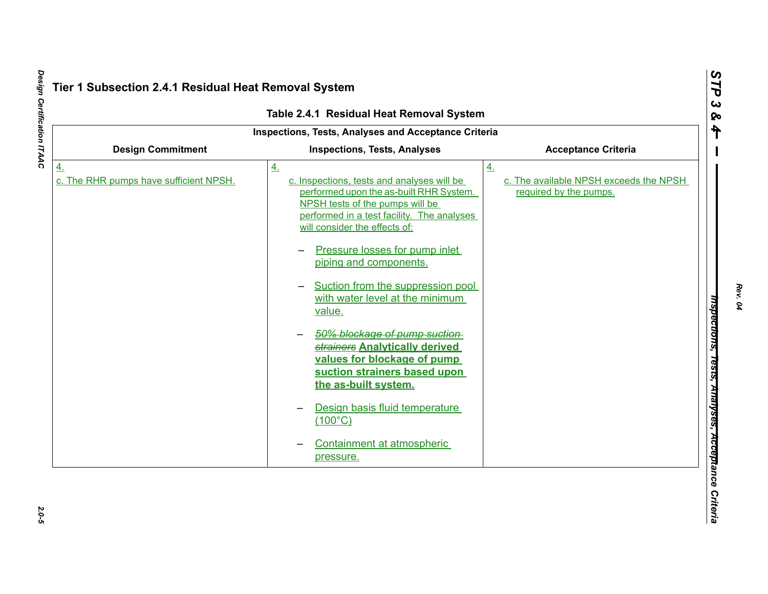# Tier 1 Subsection 2.4.1 Residual Heat Removal System

**Table 2.4.1 Residual Heat Removal System**

| Inspections, Tests, Analyses and Acceptance Criteria | | |
|---|---|---|
| **Design Commitment** | **Inspections, Tests, Analyses** | **Acceptance Criteria** |
| 4.<br>c. The RHR pumps have sufficient NPSH. | 4.<br>c. Inspections, tests and analyses will be performed upon the as-built RHR System. NPSH tests of the pumps will be performed in a test facility. The analyses will consider the effects of:<br>– Pressure losses for pump inlet piping and components.<br>– Suction from the suppression pool with water level at the minimum value.<br>– ~~*50% blockage of pump suction strainers*~~ **Analytically derived values for blockage of pump suction strainers based upon the as-built system.**<br>– Design basis fluid temperature (100°C)<br>– Containment at atmospheric pressure. | 4.<br>c. The available NPSH exceeds the NPSH required by the pumps. |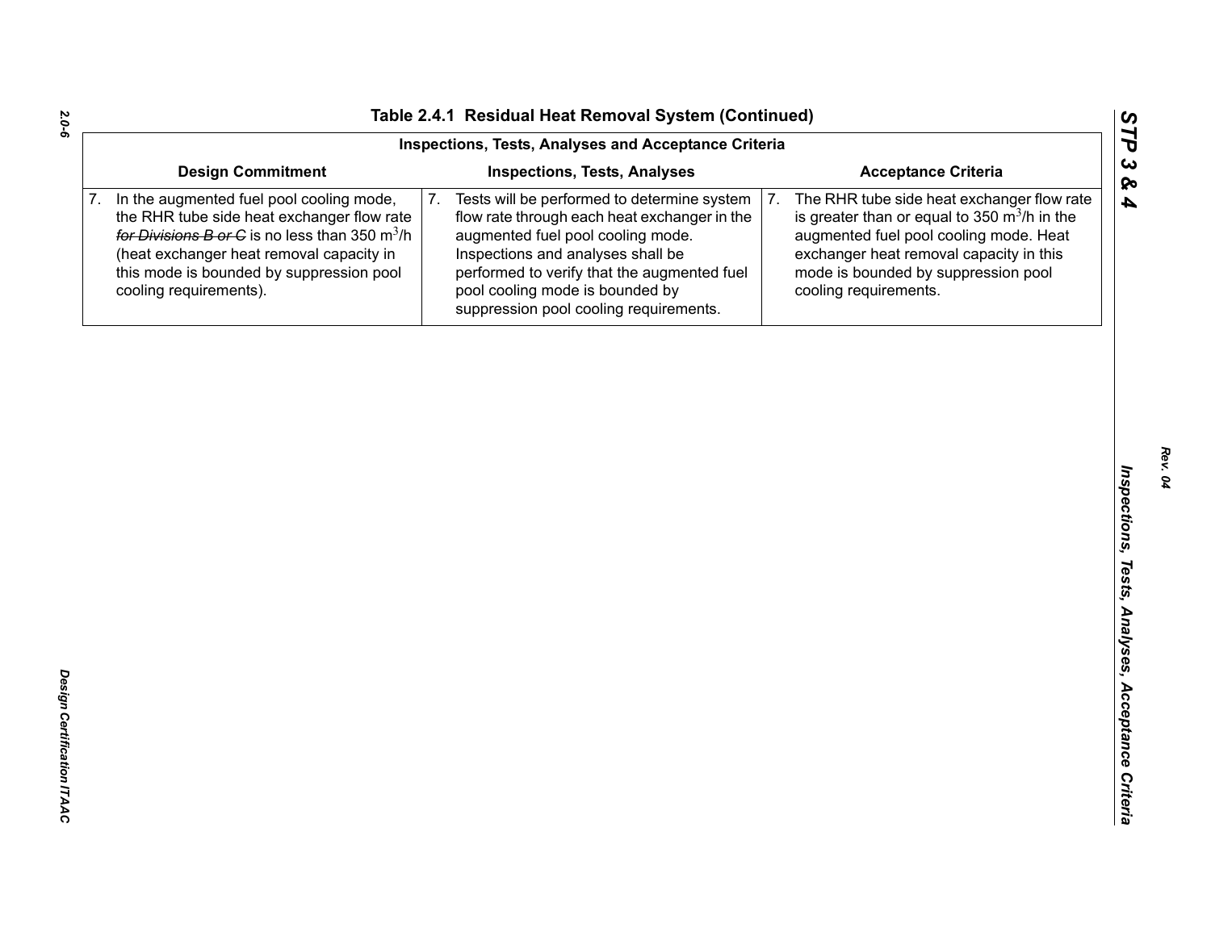## Table 2.4.1 Residual Heat Removal System (Continued)

| Inspections, Tests, Analyses and Acceptance Criteria | | |
|---|---|---|
| **Design Commitment** | **Inspections, Tests, Analyses** | **Acceptance Criteria** |
| 7. In the augmented fuel pool cooling mode, the RHR tube side heat exchanger flow rate ~~*for Divisions B or C*~~ is no less than 350 $m^3$/h (heat exchanger heat removal capacity in this mode is bounded by suppression pool cooling requirements). | 7. Tests will be performed to determine system flow rate through each heat exchanger in the augmented fuel pool cooling mode. Inspections and analyses shall be performed to verify that the augmented fuel pool cooling mode is bounded by suppression pool cooling requirements. | 7. The RHR tube side heat exchanger flow rate is greater than or equal to 350 $m^3$/h in the augmented fuel pool cooling mode. Heat exchanger heat removal capacity in this mode is bounded by suppression pool cooling requirements. |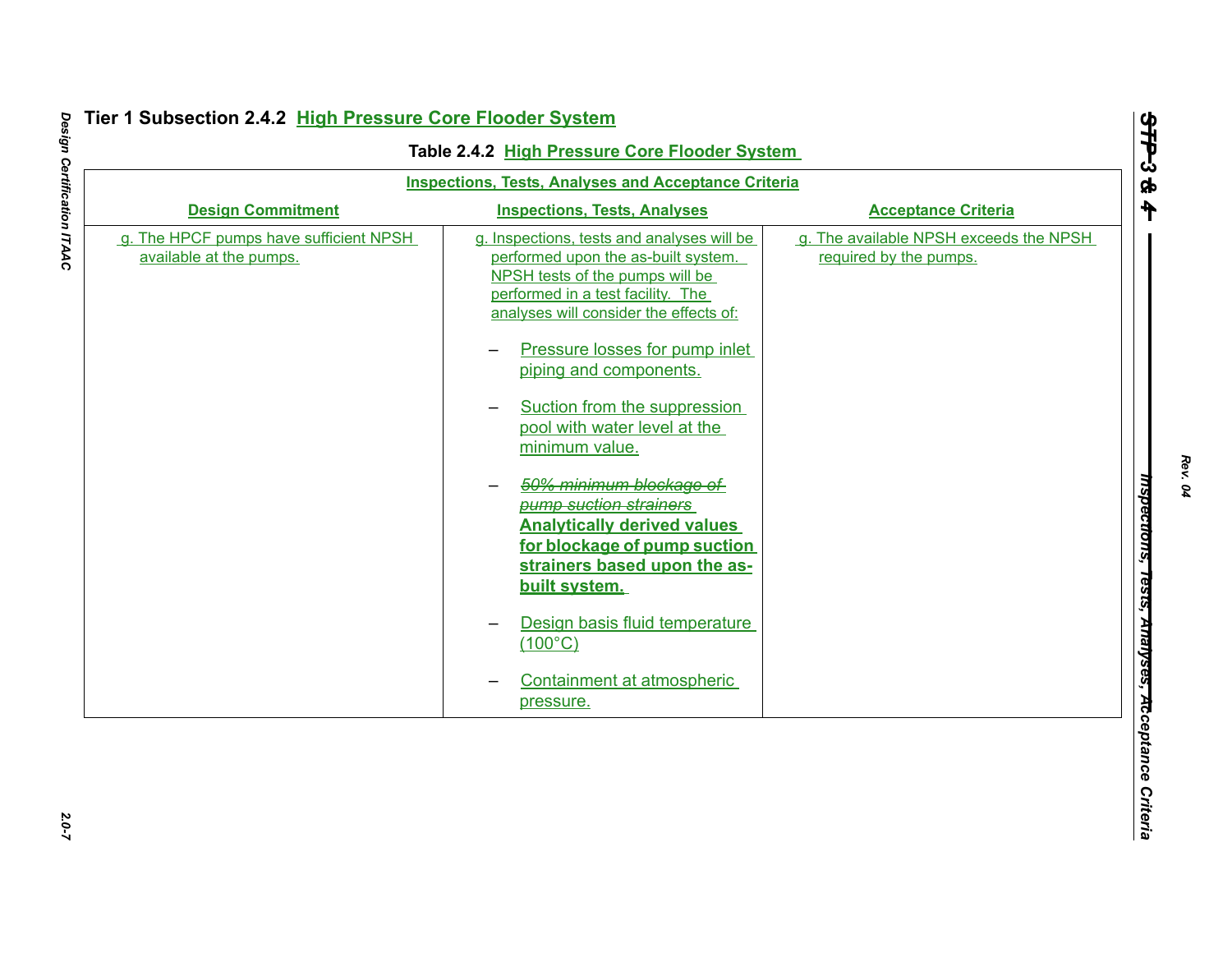# Tier 1 Subsection 2.4.2 High Pressure Core Flooder System

**Table 2.4.2 High Pressure Core Flooder System**

| Inspections, Tests, Analyses and Acceptance Criteria | | |
|---|---|---|
| **Design Commitment** | **Inspections, Tests, Analyses** | **Acceptance Criteria** |
| g. The HPCF pumps have sufficient NPSH available at the pumps. | g. Inspections, tests and analyses will be performed upon the as-built system. NPSH tests of the pumps will be performed in a test facility. The analyses will consider the effects of:<br><br>– Pressure losses for pump inlet piping and components.<br><br>– Suction from the suppression pool with water level at the minimum value.<br><br>– ~~*50% minimum blockage of pump suction strainers*~~ **Analytically derived values for blockage of pump suction strainers based upon the as-built system.**<br><br>– Design basis fluid temperature (100°C)<br><br>– Containment at atmospheric pressure. | g. The available NPSH exceeds the NPSH required by the pumps. |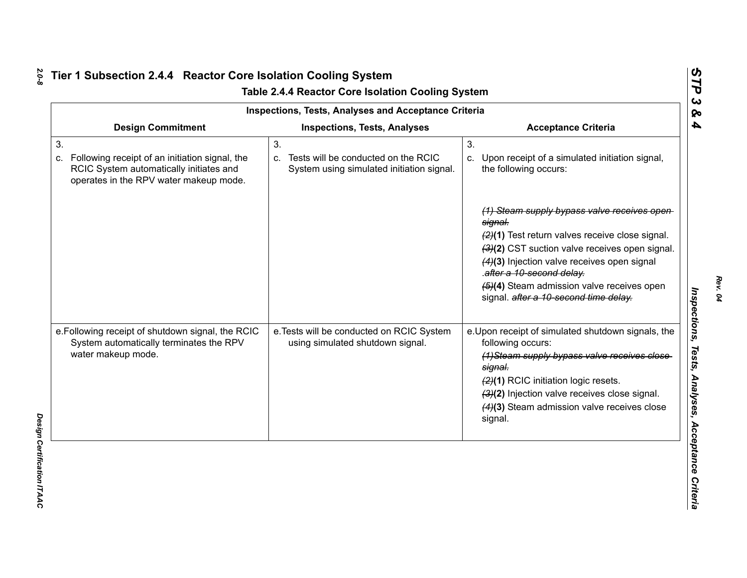## Tier 1 Subsection 2.4.4 Reactor Core Isolation Cooling System

### Table 2.4.4 Reactor Core Isolation Cooling System

| Inspections, Tests, Analyses and Acceptance Criteria | | |
|---|---|---|
| **Design Commitment** | **Inspections, Tests, Analyses** | **Acceptance Criteria** |
| 3.<br>c. Following receipt of an initiation signal, the RCIC System automatically initiates and operates in the RPV water makeup mode. | 3.<br>c. Tests will be conducted on the RCIC System using simulated initiation signal. | 3.<br>c. Upon receipt of a simulated initiation signal, the following occurs:<br>~~*(1) Steam supply bypass valve receives open signal.*~~<br>~~*(2)*~~**(1)** Test return valves receive close signal.<br>~~*(3)*~~**(2)** CST suction valve receives open signal.<br>~~*(4)*~~**(3)** Injection valve receives open signal .~~*after a 10-second delay.*~~<br>~~*(5)*~~**(4)** Steam admission valve receives open signal. ~~*after a 10-second time delay.*~~ |
| e. Following receipt of shutdown signal, the RCIC System automatically terminates the RPV water makeup mode. | e. Tests will be conducted on RCIC System using simulated shutdown signal. | e. Upon receipt of simulated shutdown signals, the following occurs:<br>~~*(1)Steam supply bypass valve receives close signal.*~~<br>~~*(2)*~~**(1)** RCIC initiation logic resets.<br>~~*(3)*~~**(2)** Injection valve receives close signal.<br>~~*(4)*~~**(3)** Steam admission valve receives close signal. |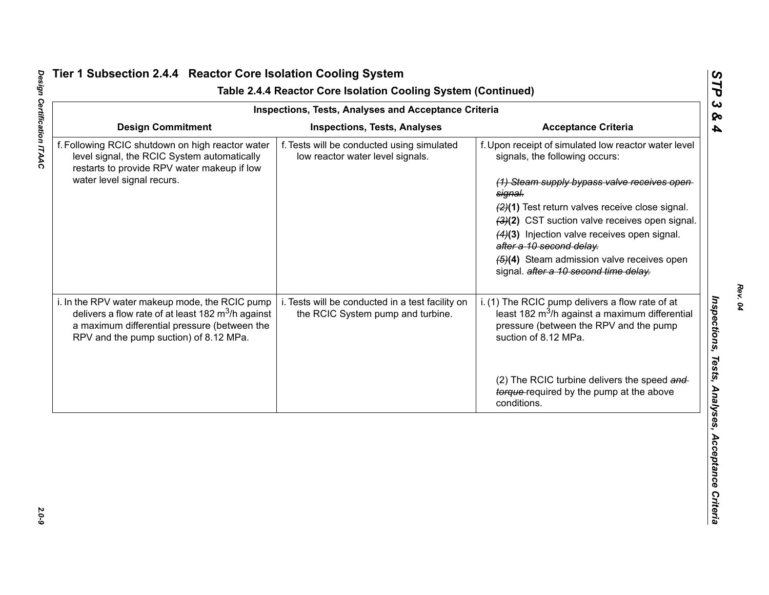## Tier 1 Subsection 2.4.4 Reactor Core Isolation Cooling System

### Table 2.4.4 Reactor Core Isolation Cooling System (Continued)

| Inspections, Tests, Analyses and Acceptance Criteria | | |
|---|---|---|
| **Design Commitment** | **Inspections, Tests, Analyses** | **Acceptance Criteria** |
| f. Following RCIC shutdown on high reactor water level signal, the RCIC System automatically restarts to provide RPV water makeup if low water level signal recurs. | f. Tests will be conducted using simulated low reactor water level signals. | f. Upon receipt of simulated low reactor water level signals, the following occurs:<br><br>~~*(1) Steam supply bypass valve receives open signal.*~~<br>~~*(2)*~~**(1)** Test return valves receive close signal.<br>~~*(3)*~~**(2)** CST suction valve receives open signal.<br>~~*(4)*~~**(3)** Injection valve receives open signal. ~~*after a 10 second delay.*~~<br>~~*(5)*~~**(4)** Steam admission valve receives open signal. ~~*after a 10 second time delay.*~~ |
| i. In the RPV water makeup mode, the RCIC pump delivers a flow rate of at least 182 $m^3$/h against a maximum differential pressure (between the RPV and the pump suction) of 8.12 MPa. | i. Tests will be conducted in a test facility on the RCIC System pump and turbine. | i. (1) The RCIC pump delivers a flow rate of at least 182 $m^3$/h against a maximum differential pressure (between the RPV and the pump suction of 8.12 MPa.<br><br>(2) The RCIC turbine delivers the speed ~~*and torque*~~ required by the pump at the above conditions. |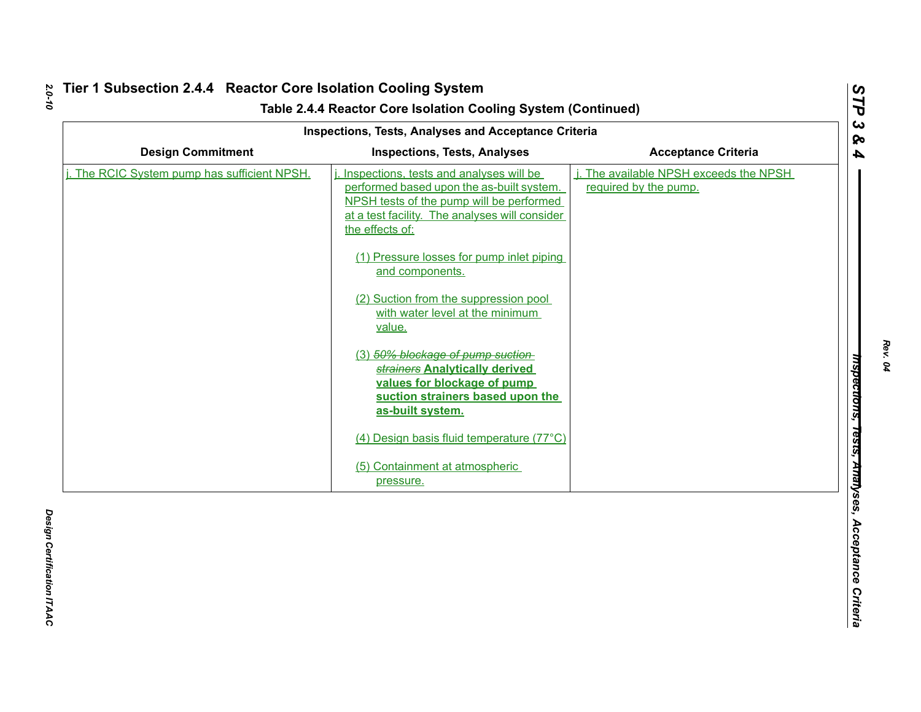# Tier 1 Subsection 2.4.4 Reactor Core Isolation Cooling System

## Table 2.4.4 Reactor Core Isolation Cooling System (Continued)

| Inspections, Tests, Analyses and Acceptance Criteria | | |
|---|---|---|
| **Design Commitment** | **Inspections, Tests, Analyses** | **Acceptance Criteria** |
| j. The RCIC System pump has sufficient NPSH. | j. Inspections, tests and analyses will be performed based upon the as-built system. NPSH tests of the pump will be performed at a test facility. The analyses will consider the effects of:<br><br>(1) Pressure losses for pump inlet piping and components.<br><br>(2) Suction from the suppression pool with water level at the minimum value.<br><br>(3) ~~*50% blockage of pump suction strainers*~~ **Analytically derived values for blockage of pump suction strainers based upon the as-built system.**<br><br>(4) Design basis fluid temperature (77°C)<br><br>(5) Containment at atmospheric pressure. | j. The available NPSH exceeds the NPSH required by the pump. |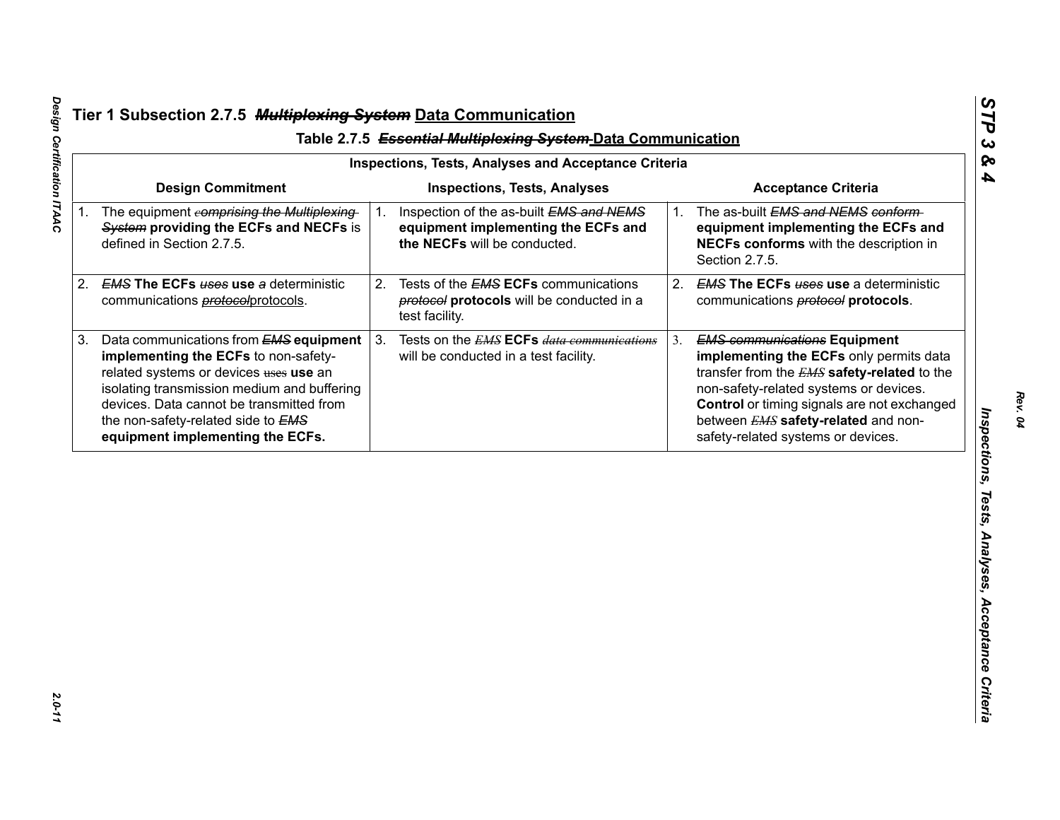## Tier 1 Subsection 2.7.5 ~~*Multiplexing System*~~ Data Communication

### Table 2.7.5 ~~*Essential Multiplexing System*~~ Data Communication

| Inspections, Tests, Analyses and Acceptance Criteria | | |
|---|---|---|
| **Design Commitment** | **Inspections, Tests, Analyses** | **Acceptance Criteria** |
| 1. The equipment ~~*comprising the Multiplexing System*~~ **providing the ECFs and NECFs** is defined in Section 2.7.5. | 1. Inspection of the as-built ~~*EMS and NEMS*~~ **equipment implementing the ECFs and the NECFs** will be conducted. | 1. The as-built ~~*EMS and NEMS conform*~~ **equipment implementing the ECFs and NECFs conforms** with the description in Section 2.7.5. |
| 2. ~~*EMS*~~ **The ECFs** ~~*uses*~~ **use** ~~*a*~~ deterministic communications ~~*protocol*~~protocols. | 2. Tests of the ~~*EMS*~~ **ECFs** communications ~~*protocol*~~ **protocols** will be conducted in a test facility. | 2. ~~*EMS*~~ **The ECFs** ~~*uses*~~ **use** a deterministic communications ~~*protocol*~~ **protocols**. |
| 3. Data communications from ~~*EMS*~~ **equipment implementing the ECFs** to non-safety-related systems or devices ~~uses~~ **use** an isolating transmission medium and buffering devices. Data cannot be transmitted from the non-safety-related side to ~~*EMS*~~ **equipment implementing the ECFs.** | 3. Tests on the ~~*EMS*~~ **ECFs** ~~*data communications*~~ will be conducted in a test facility. | 3. ~~*EMS communications*~~ **Equipment implementing the ECFs** only permits data transfer from the ~~*EMS*~~ **safety-related** to the non-safety-related systems or devices. **Control** or timing signals are not exchanged between ~~*EMS*~~ **safety-related** and non-safety-related systems or devices. |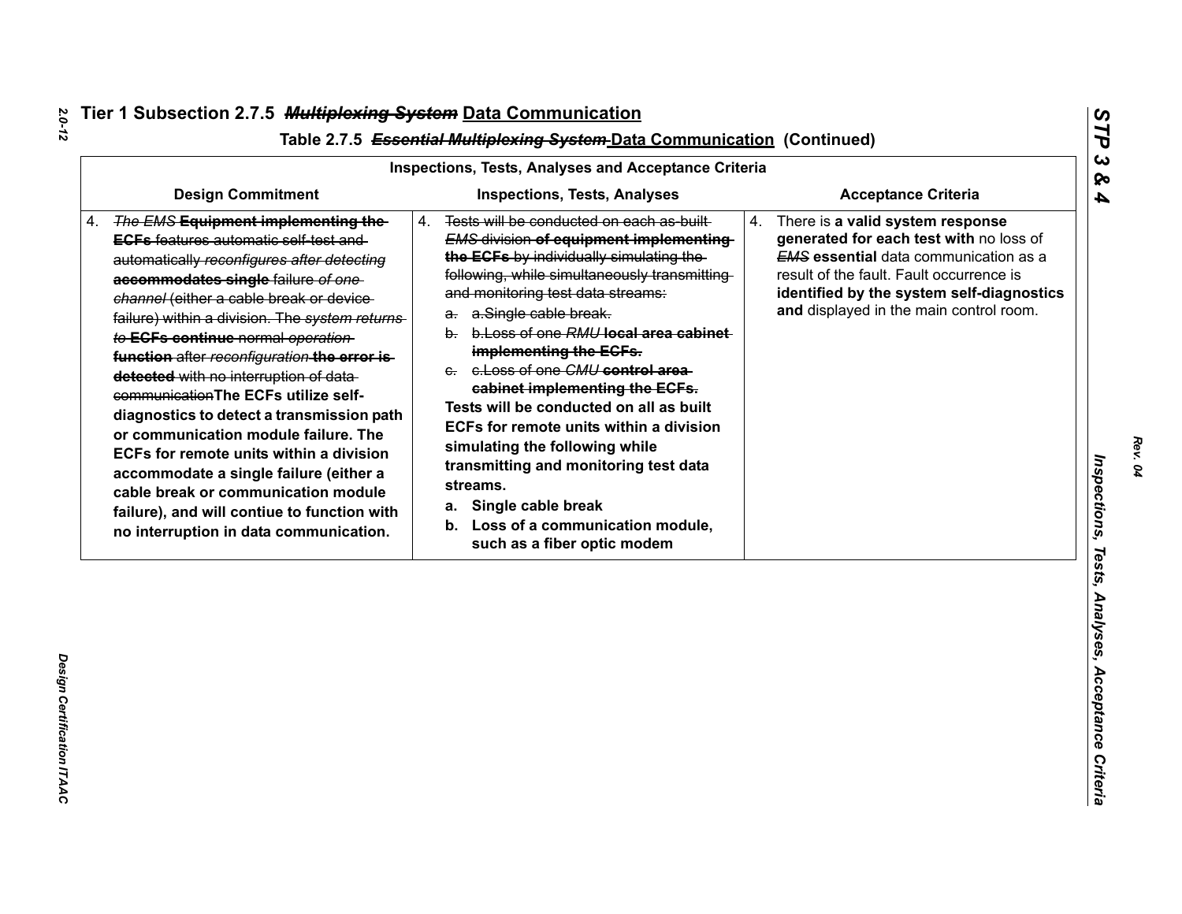## Tier 1 Subsection 2.7.5 ~~*Multiplexing System*~~ Data Communication

### Table 2.7.5 ~~*Essential Multiplexing System*~~ Data Communication (Continued)

| Inspections, Tests, Analyses and Acceptance Criteria | | |
|---|---|---|
| **Design Commitment** | **Inspections, Tests, Analyses** | **Acceptance Criteria** |
| 4. ~~*The EMS*~~ ~~**Equipment implementing the ECFs**~~ ~~features automatic self-test and automatically~~ ~~*reconfigures after detecting*~~ ~~**accommodates single**~~ ~~failure~~ ~~*of one channel*~~ ~~(either a cable break or device failure) within a division. The~~ ~~*system returns to*~~ ~~**ECFs continue**~~ ~~normal~~ ~~*operation*~~ ~~**function**~~ ~~after~~ ~~*reconfiguration*~~ ~~**the error is detected**~~ ~~with no interruption of data communication~~**The ECFs utilize self-diagnostics to detect a transmission path or communication module failure. The ECFs for remote units within a division accommodate a single failure (either a cable break or communication module failure), and will contiue to function with no interruption in data communication.** | 4. ~~Tests will be conducted on each as-built~~ ~~*EMS*~~ ~~division~~ ~~**of equipment implementing the ECFs**~~ ~~by individually simulating the following, while simultaneously transmitting and monitoring test data streams:~~<br>~~a. a.Single cable break.~~<br>~~b. b.Loss of one~~ ~~*RMU*~~ ~~**local area cabinet implementing the ECFs.**~~<br>~~c. c.Loss of one~~ ~~*CMU*~~ ~~**control area cabinet implementing the ECFs.**~~<br>**Tests will be conducted on all as built ECFs for remote units within a division simulating the following while transmitting and monitoring test data streams.**<br>**a. Single cable break**<br>**b. Loss of a communication module, such as a fiber optic modem** | 4. There is **a valid system response generated for each test with** no loss of ~~*EMS*~~ **essential** data communication as a result of the fault. Fault occurrence is **identified by the system self-diagnostics and** displayed in the main control room. |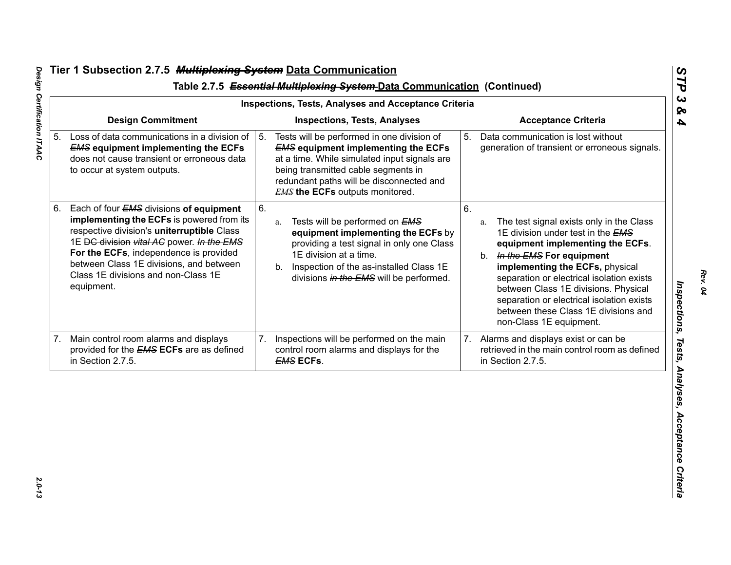## Tier 1 Subsection 2.7.5 ~~*Multiplexing System*~~ Data Communication

### Table 2.7.5 ~~*Essential Multiplexing System*~~ Data Communication (Continued)

| Inspections, Tests, Analyses and Acceptance Criteria | | |
|---|---|---|
| **Design Commitment** | **Inspections, Tests, Analyses** | **Acceptance Criteria** |
| 5. Loss of data communications in a division of ~~*EMS*~~ **equipment implementing the ECFs** does not cause transient or erroneous data to occur at system outputs. | 5. Tests will be performed in one division of ~~*EMS*~~ **equipment implementing the ECFs** at a time. While simulated input signals are being transmitted cable segments in redundant paths will be disconnected and ~~*EMS*~~ **the ECFs** outputs monitored. | 5. Data communication is lost without generation of transient or erroneous signals. |
| 6. Each of four ~~*EMS*~~ divisions **of equipment implementing the ECFs** is powered from its respective division's **uninterruptible** Class 1E ~~DC division~~ ~~*vital AC*~~ power. ~~*In the EMS*~~ **For the ECFs**, independence is provided between Class 1E divisions, and between Class 1E divisions and non-Class 1E equipment. | 6. a. Tests will be performed on ~~*EMS*~~ **equipment implementing the ECFs** by providing a test signal in only one Class 1E division at a time. b. Inspection of the as-installed Class 1E divisions ~~*in the EMS*~~ will be performed. | 6. a. The test signal exists only in the Class 1E division under test in the ~~*EMS*~~ **equipment implementing the ECFs**. b. ~~*In the EMS*~~ **For equipment implementing the ECFs,** physical separation or electrical isolation exists between Class 1E divisions. Physical separation or electrical isolation exists between these Class 1E divisions and non-Class 1E equipment. |
| 7. Main control room alarms and displays provided for the ~~*EMS*~~ **ECFs** are as defined in Section 2.7.5. | 7. Inspections will be performed on the main control room alarms and displays for the ~~*EMS*~~ **ECFs**. | 7. Alarms and displays exist or can be retrieved in the main control room as defined in Section 2.7.5. |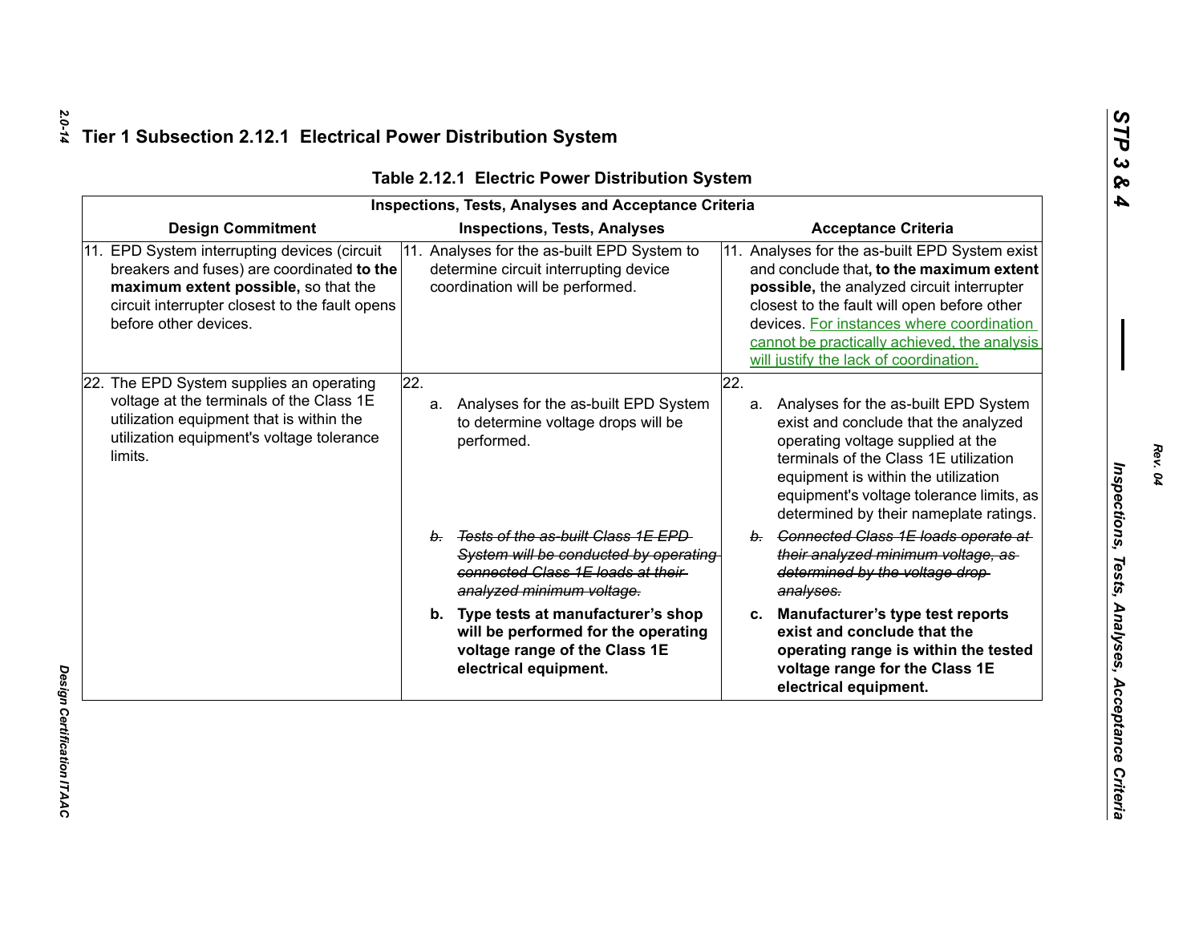# Tier 1 Subsection 2.12.1 Electrical Power Distribution System

**Table 2.12.1 Electric Power Distribution System**

| Inspections, Tests, Analyses and Acceptance Criteria | | |
|---|---|---|
| **Design Commitment** | **Inspections, Tests, Analyses** | **Acceptance Criteria** |
| 11. EPD System interrupting devices (circuit breakers and fuses) are coordinated **to the maximum extent possible,** so that the circuit interrupter closest to the fault opens before other devices. | 11. Analyses for the as-built EPD System to determine circuit interrupting device coordination will be performed. | 11. Analyses for the as-built EPD System exist and conclude that**, to the maximum extent possible,** the analyzed circuit interrupter closest to the fault will open before other devices. For instances where coordination cannot be practically achieved, the analysis will justify the lack of coordination. |
| 22. The EPD System supplies an operating voltage at the terminals of the Class 1E utilization equipment that is within the utilization equipment's voltage tolerance limits. | 22. a. Analyses for the as-built EPD System to determine voltage drops will be performed. | 22. a. Analyses for the as-built EPD System exist and conclude that the analyzed operating voltage supplied at the terminals of the Class 1E utilization equipment is within the utilization equipment's voltage tolerance limits, as determined by their nameplate ratings. |
| | ~~*b. Tests of the as-built Class 1E EPD System will be conducted by operating connected Class 1E loads at their analyzed minimum voltage.*~~ | ~~*b. Connected Class 1E loads operate at their analyzed minimum voltage, as determined by the voltage drop analyses.*~~ |
| | **b. Type tests at manufacturer's shop will be performed for the operating voltage range of the Class 1E electrical equipment.** | **c. Manufacturer's type test reports exist and conclude that the operating range is within the tested voltage range for the Class 1E electrical equipment.** |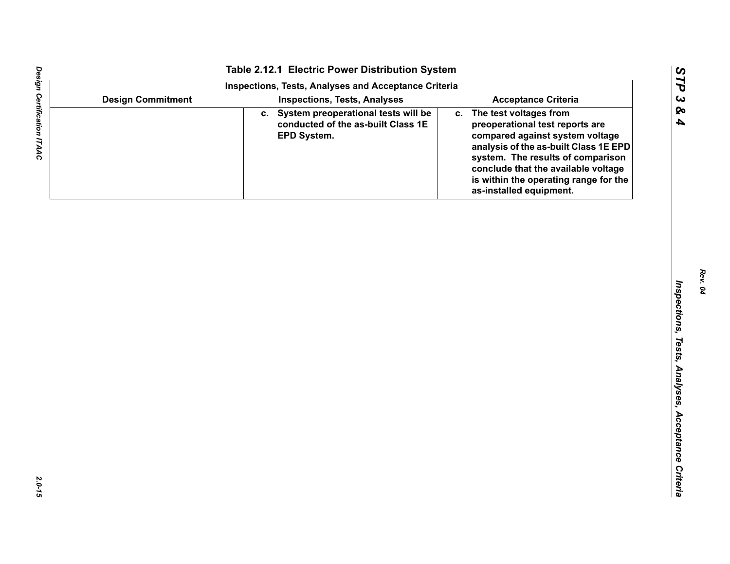## Table 2.12.1 Electric Power Distribution System

| Inspections, Tests, Analyses and Acceptance Criteria | | |
|---|---|---|
| **Design Commitment** | **Inspections, Tests, Analyses** | **Acceptance Criteria** |
| | c. System preoperational tests will be conducted of the as-built Class 1E EPD System. | c. The test voltages from preoperational test reports are compared against system voltage analysis of the as-built Class 1E EPD system. The results of comparison conclude that the available voltage is within the operating range for the as-installed equipment. |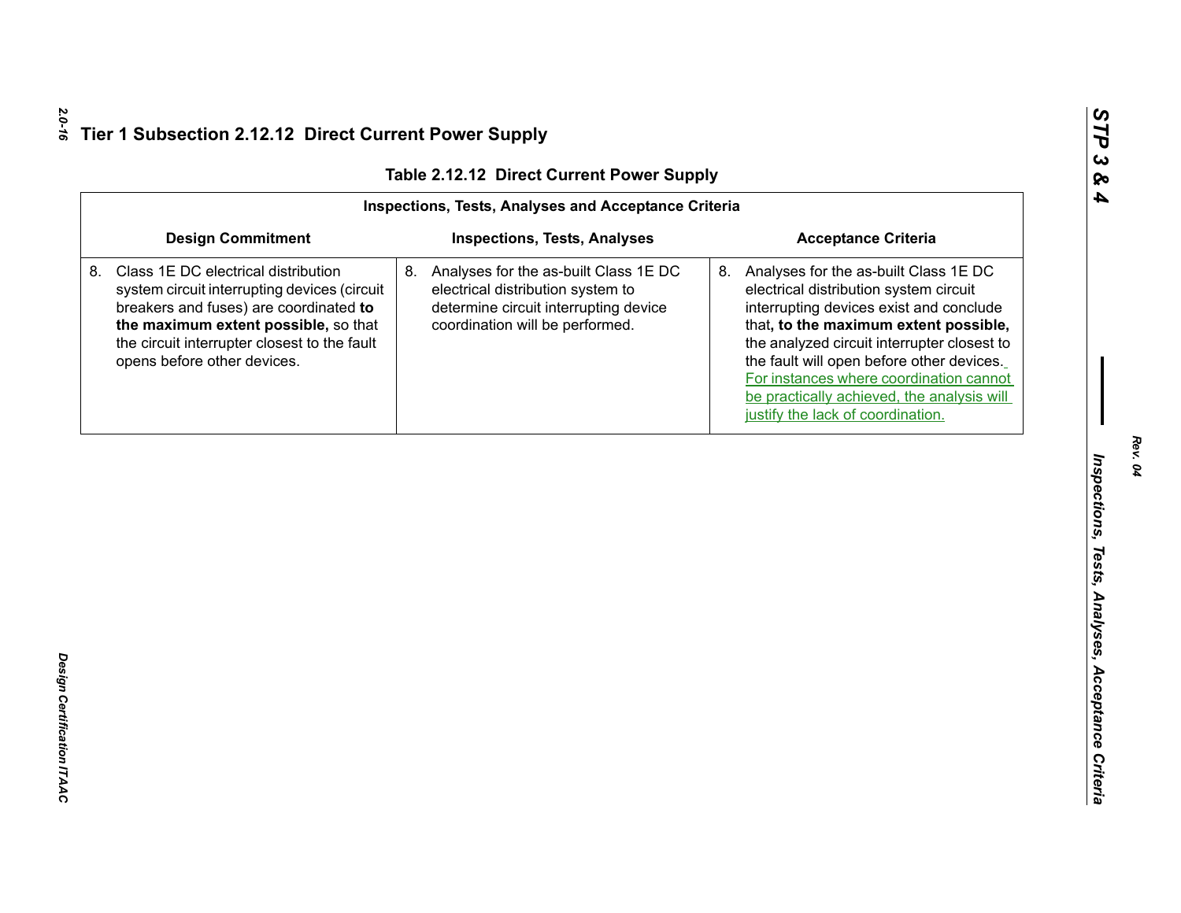## Tier 1 Subsection 2.12.12 Direct Current Power Supply

**Table 2.12.12 Direct Current Power Supply**

| Inspections, Tests, Analyses and Acceptance Criteria | | |
|---|---|---|
| **Design Commitment** | **Inspections, Tests, Analyses** | **Acceptance Criteria** |
| 8. Class 1E DC electrical distribution system circuit interrupting devices (circuit breakers and fuses) are coordinated **to the maximum extent possible,** so that the circuit interrupter closest to the fault opens before other devices. | 8. Analyses for the as-built Class 1E DC electrical distribution system to determine circuit interrupting device coordination will be performed. | 8. Analyses for the as-built Class 1E DC electrical distribution system circuit interrupting devices exist and conclude that**, to the maximum extent possible,** the analyzed circuit interrupter closest to the fault will open before other devices. For instances where coordination cannot be practically achieved, the analysis will justify the lack of coordination. |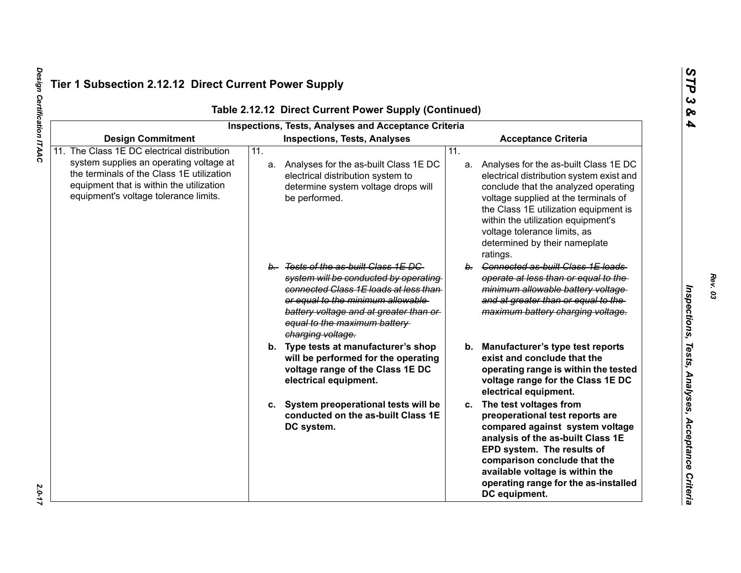## Tier 1 Subsection 2.12.12 Direct Current Power Supply

**Table 2.12.12 Direct Current Power Supply (Continued)**

| Inspections, Tests, Analyses and Acceptance Criteria | | |
|---|---|---|
| **Design Commitment** | **Inspections, Tests, Analyses** | **Acceptance Criteria** |
| 11. The Class 1E DC electrical distribution system supplies an operating voltage at the terminals of the Class 1E utilization equipment that is within the utilization equipment's voltage tolerance limits. | 11.<br>a. Analyses for the as-built Class 1E DC electrical distribution system to determine system voltage drops will be performed.<br>~~b. Tests of the as-built Class 1E DC system will be conducted by operating connected Class 1E loads at less than or equal to the minimum allowable battery voltage and at greater than or equal to the maximum battery charging voltage.~~<br>**b. Type tests at manufacturer's shop will be performed for the operating voltage range of the Class 1E DC electrical equipment.**<br>**c. System preoperational tests will be conducted on the as-built Class 1E DC system.** | 11.<br>a. Analyses for the as-built Class 1E DC electrical distribution system exist and conclude that the analyzed operating voltage supplied at the terminals of the Class 1E utilization equipment is within the utilization equipment's voltage tolerance limits, as determined by their nameplate ratings.<br>~~b. Connected as-built Class 1E loads operate at less than or equal to the minimum allowable battery voltage and at greater than or equal to the maximum battery charging voltage.~~<br>**b. Manufacturer's type test reports exist and conclude that the operating range is within the tested voltage range for the Class 1E DC electrical equipment.**<br>**c. The test voltages from preoperational test reports are compared against system voltage analysis of the as-built Class 1E EPD system. The results of comparison conclude that the available voltage is within the operating range for the as-installed DC equipment.** |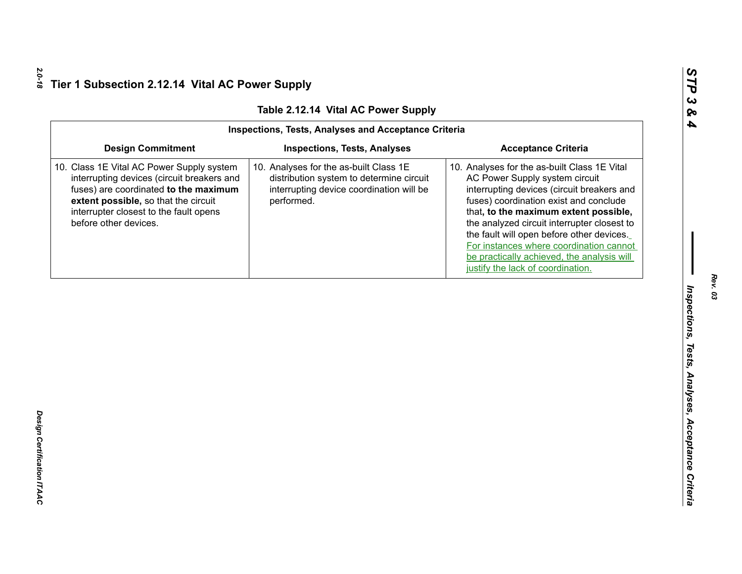## Tier 1 Subsection 2.12.14 Vital AC Power Supply

**Table 2.12.14 Vital AC Power Supply**

| Inspections, Tests, Analyses and Acceptance Criteria | | |
|---|---|---|
| **Design Commitment** | **Inspections, Tests, Analyses** | **Acceptance Criteria** |
| 10. Class 1E Vital AC Power Supply system interrupting devices (circuit breakers and fuses) are coordinated **to the maximum extent possible,** so that the circuit interrupter closest to the fault opens before other devices. | 10. Analyses for the as-built Class 1E distribution system to determine circuit interrupting device coordination will be performed. | 10. Analyses for the as-built Class 1E Vital AC Power Supply system circuit interrupting devices (circuit breakers and fuses) coordination exist and conclude that**, to the maximum extent possible,** the analyzed circuit interrupter closest to the fault will open before other devices. For instances where coordination cannot be practically achieved, the analysis will justify the lack of coordination. |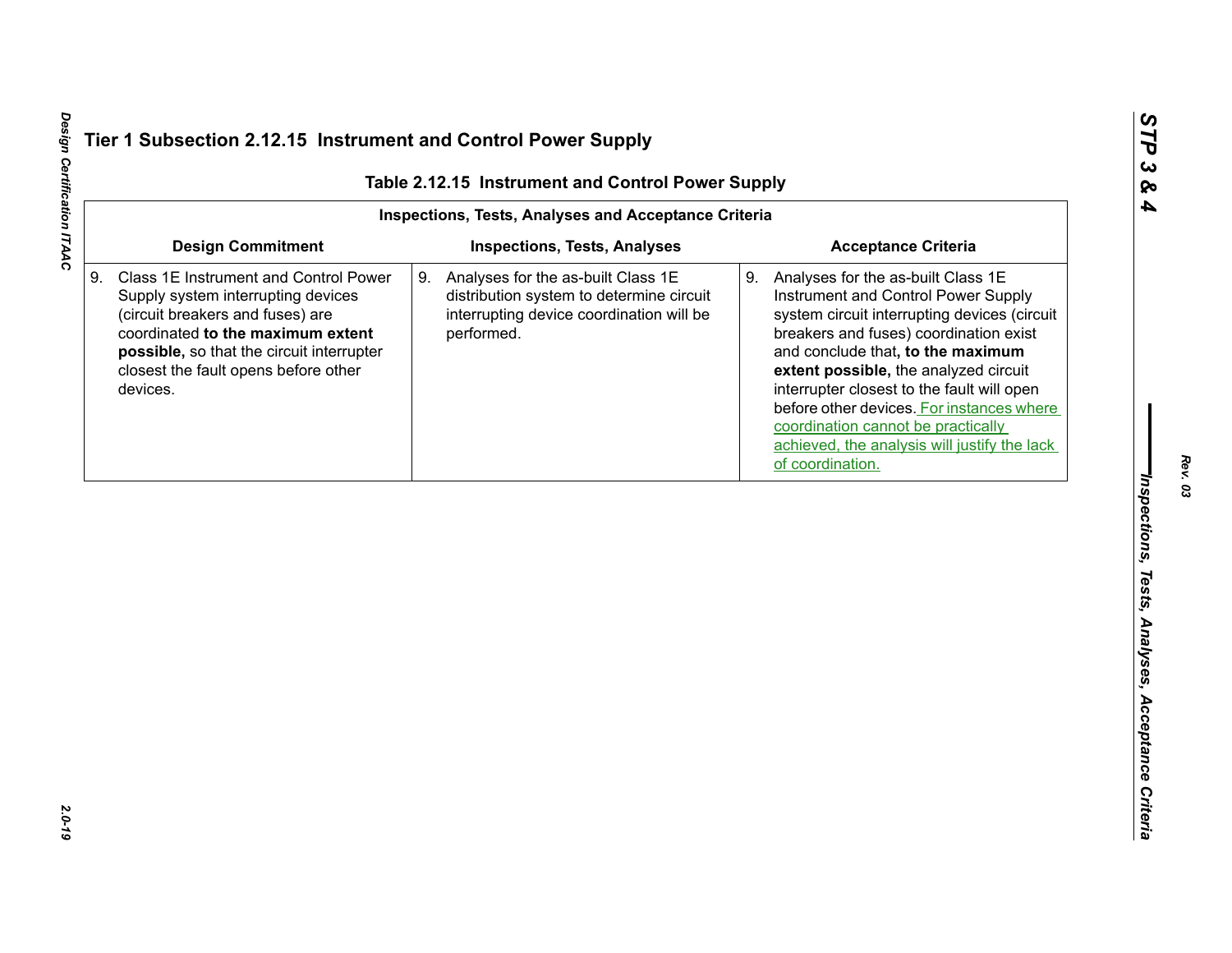## Tier 1 Subsection 2.12.15 Instrument and Control Power Supply

**Table 2.12.15 Instrument and Control Power Supply**

| Inspections, Tests, Analyses and Acceptance Criteria | | |
|---|---|---|
| **Design Commitment** | **Inspections, Tests, Analyses** | **Acceptance Criteria** |
| 9. Class 1E Instrument and Control Power Supply system interrupting devices (circuit breakers and fuses) are coordinated **to the maximum extent possible,** so that the circuit interrupter closest the fault opens before other devices. | 9. Analyses for the as-built Class 1E distribution system to determine circuit interrupting device coordination will be performed. | 9. Analyses for the as-built Class 1E Instrument and Control Power Supply system circuit interrupting devices (circuit breakers and fuses) coordination exist and conclude that**, to the maximum extent possible,** the analyzed circuit interrupter closest to the fault will open before other devices. For instances where coordination cannot be practically achieved, the analysis will justify the lack of coordination. |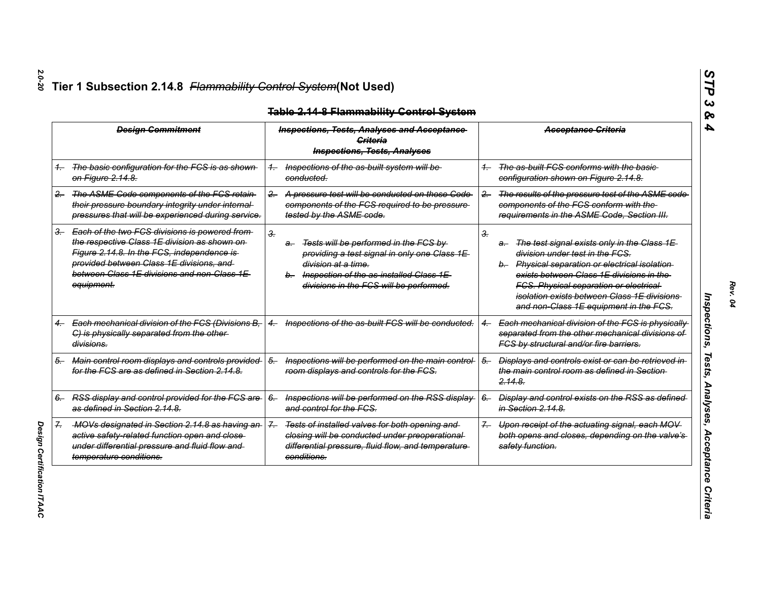# Tier 1 Subsection 2.14.8 ~~*Flammability Control System*~~(Not Used)

**~~Table 2.14-8 Flammability Control System~~**

| ~~*Design Commitment*~~ | ~~*Inspections, Tests, Analyses and Acceptance Criteria*~~ ~~*Inspections, Tests, Analyses*~~ | ~~*Acceptance Criteria*~~ |
|---|---|---|
| ~~*1. The basic configuration for the FCS is as shown on Figure 2.14.8.*~~ | ~~*1. Inspections of the as-built system will be conducted.*~~ | ~~*1. The as-built FCS conforms with the basic configuration shown on Figure 2.14.8.*~~ |
| ~~*2. The ASME Code components of the FCS retain their pressure boundary integrity under internal pressures that will be experienced during service.*~~ | ~~*2. A pressure test will be conducted on those Code components of the FCS required to be pressure-tested by the ASME code.*~~ | ~~*2. The results of the pressure test of the ASME code components of the FCS conform with the requirements in the ASME Code, Section III.*~~ |
| ~~*3. Each of the two FCS divisions is powered from the respective Class 1E division as shown on Figure 2.14.8. In the FCS, independence is provided between Class 1E divisions, and between Class 1E divisions and non-Class 1E equipment.*~~ | ~~*3.*~~ ~~*a. Tests will be performed in the FCS by providing a test signal in only one Class 1E division at a time.*~~ ~~*b. Inspection of the as-installed Class 1E divisions in the FCS will be performed.*~~ | ~~*3.*~~ ~~*a. The test signal exists only in the Class 1E division under test in the FCS.*~~ ~~*b. Physical separation or electrical isolation exists between Class 1E divisions in the FCS. Physical separation or electrical isolation exists between Class 1E divisions and non-Class 1E equipment in the FCS.*~~ |
| ~~*4. Each mechanical division of the FCS (Divisions B, C) is physically separated from the other divisions.*~~ | ~~*4. Inspections of the as-built FCS will be conducted.*~~ | ~~*4. Each mechanical division of the FCS is physically separated from the other mechanical divisions of FCS by structural and/or fire barriers.*~~ |
| ~~*5. Main control room displays and controls provided for the FCS are as defined in Section 2.14.8.*~~ | ~~*5. Inspections will be performed on the main control room displays and controls for the FCS.*~~ | ~~*5. Displays and controls exist or can be retrieved in the main control room as defined in Section 2.14.8.*~~ |
| ~~*6. RSS display and control provided for the FCS are as defined in Section 2.14.8.*~~ | ~~*6. Inspections will be performed on the RSS display and control for the FCS.*~~ | ~~*6. Display and control exists on the RSS as defined in Section 2.14.8.*~~ |
| ~~*7. MOVs designated in Section 2.14.8 as having an active safety-related function open and close under differential pressure and fluid flow and temperature conditions.*~~ | ~~*7. Tests of installed valves for both opening and closing will be conducted under preoperational differential pressure, fluid flow, and temperature conditions.*~~ | ~~*7. Upon receipt of the actuating signal, each MOV both opens and closes, depending on the valve's safety function.*~~ |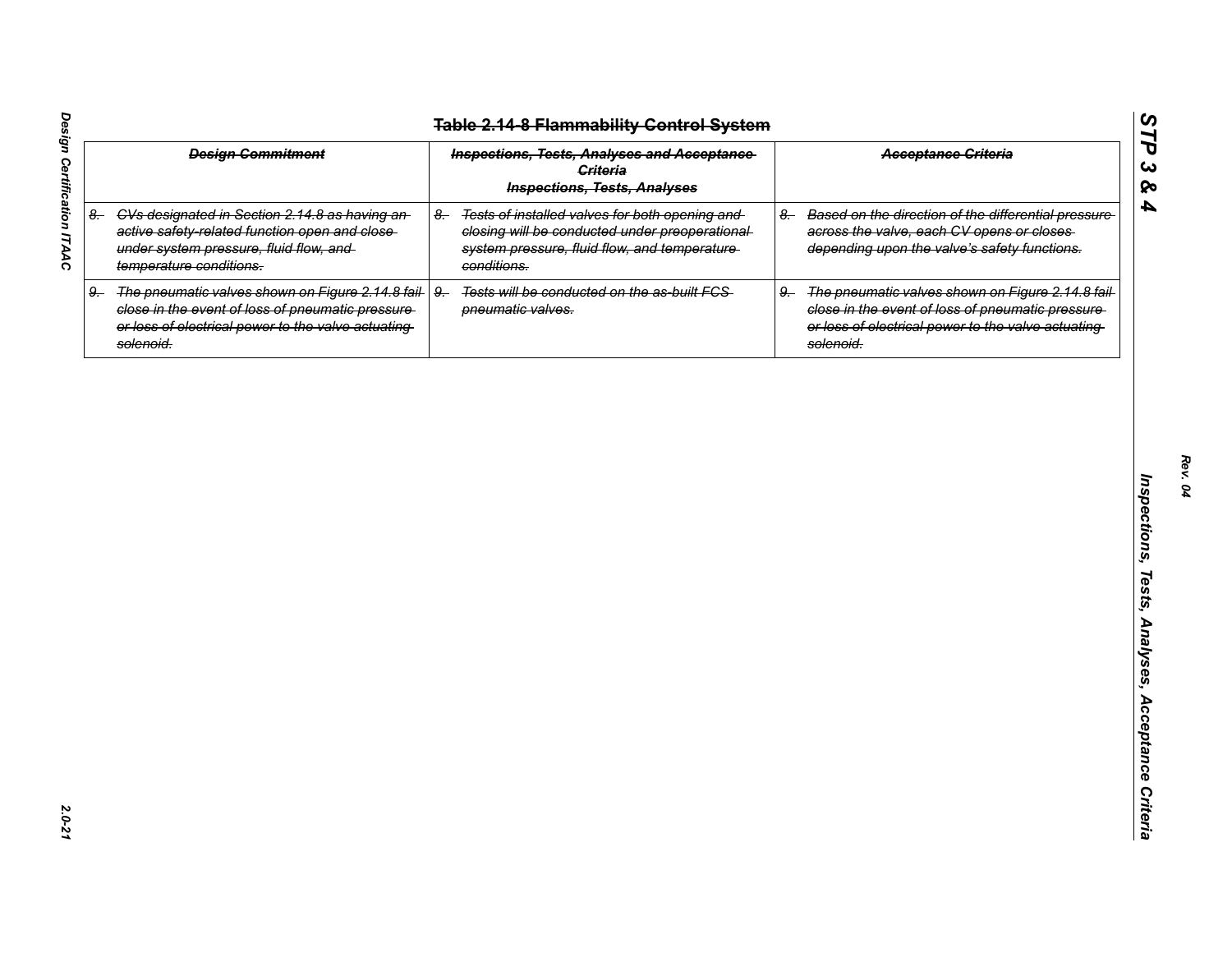~~**Table 2.14-8 Flammability Control System**~~

| ~~*Design Commitment*~~ | ~~*Inspections, Tests, Analyses and Acceptance Criteria*~~ *Inspections, Tests, Analyses* | ~~*Acceptance Criteria*~~ |
|---|---|---|
| ~~*8. CVs designated in Section 2.14.8 as having an active safety-related function open and close under system pressure, fluid flow, and temperature conditions.*~~ | ~~*8. Tests of installed valves for both opening and closing will be conducted under preoperational system pressure, fluid flow, and temperature conditions.*~~ | ~~*8. Based on the direction of the differential pressure across the valve, each CV opens or closes depending upon the valve's safety functions.*~~ |
| ~~*9. The pneumatic valves shown on Figure 2.14.8 fail close in the event of loss of pneumatic pressure or loss of electrical power to the valve actuating solenoid.*~~ | ~~*9. Tests will be conducted on the as-built FCS pneumatic valves.*~~ | ~~*9. The pneumatic valves shown on Figure 2.14.8 fail close in the event of loss of pneumatic pressure or loss of electrical power to the valve actuating solenoid.*~~ |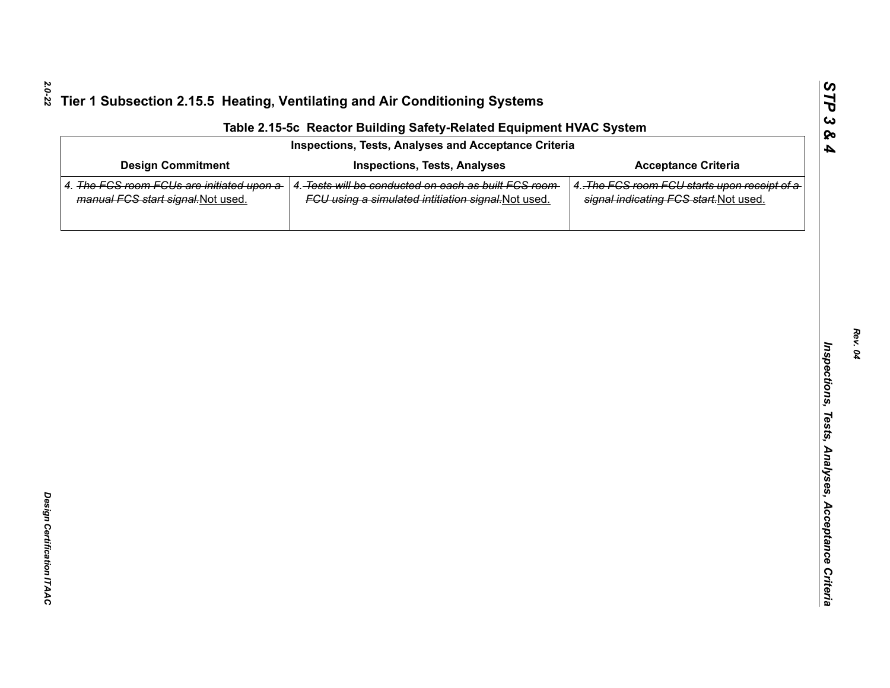## Tier 1 Subsection 2.15.5 Heating, Ventilating and Air Conditioning Systems

**Table 2.15-5c Reactor Building Safety-Related Equipment HVAC System**

| Inspections, Tests, Analyses and Acceptance Criteria | | |
|---|---|---|
| **Design Commitment** | **Inspections, Tests, Analyses** | **Acceptance Criteria** |
| 4. ~~*The FCS room FCUs are initiated upon a manual FCS start signal.*~~Not used. | 4. ~~*Tests will be conducted on each as built FCS room FCU using a simulated intitiation signal.*~~Not used. | 4. ~~*The FCS room FCU starts upon receipt of a signal indicating FCS start.*~~Not used. |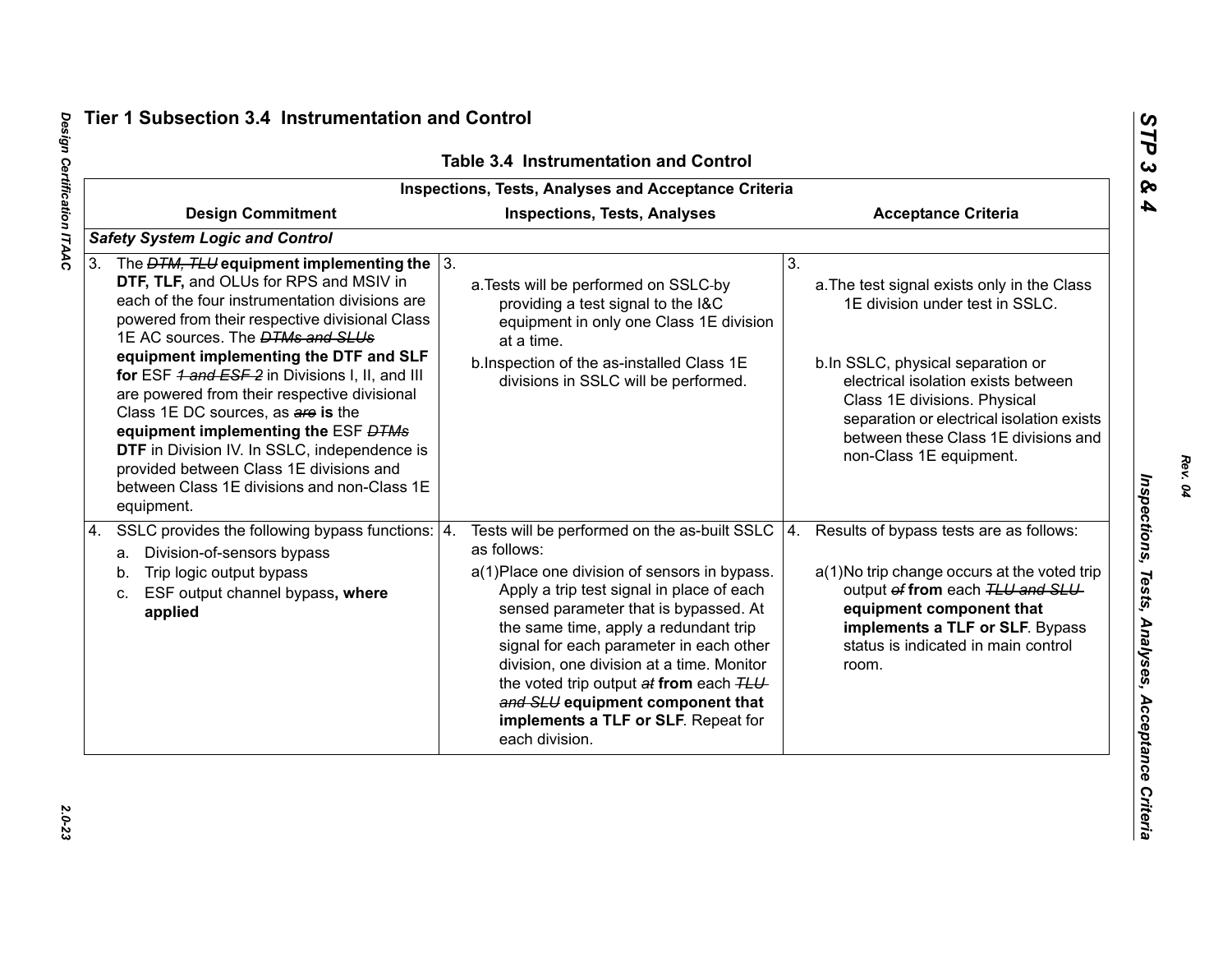## Tier 1 Subsection 3.4 Instrumentation and Control

**Table 3.4 Instrumentation and Control**

| Inspections, Tests, Analyses and Acceptance Criteria | | |
|---|---|---|
| **Design Commitment** | **Inspections, Tests, Analyses** | **Acceptance Criteria** |
| ***Safety System Logic and Control*** | | |
| 3. The ~~DTM, TLU~~ **equipment implementing the DTF, TLF,** and OLUs for RPS and MSIV in each of the four instrumentation divisions are powered from their respective divisional Class 1E AC sources. The ~~DTMs and SLUs~~ **equipment implementing the DTF and SLF for** ESF ~~1 and ESF 2~~ in Divisions I, II, and III are powered from their respective divisional Class 1E DC sources, as ~~are~~ **is** the **equipment implementing the** ESF ~~DTMs~~ **DTF** in Division IV. In SSLC, independence is provided between Class 1E divisions and between Class 1E divisions and non-Class 1E equipment. | 3. a. Tests will be performed on SSLC by providing a test signal to the I&C equipment in only one Class 1E division at a time. b. Inspection of the as-installed Class 1E divisions in SSLC will be performed. | 3. a. The test signal exists only in the Class 1E division under test in SSLC. b. In SSLC, physical separation or electrical isolation exists between Class 1E divisions. Physical separation or electrical isolation exists between these Class 1E divisions and non-Class 1E equipment. |
| 4. SSLC provides the following bypass functions: a. Division-of-sensors bypass b. Trip logic output bypass c. ESF output channel bypass**, where applied** | 4. Tests will be performed on the as-built SSLC as follows: a(1) Place one division of sensors in bypass. Apply a trip test signal in place of each sensed parameter that is bypassed. At the same time, apply a redundant trip signal for each parameter in each other division, one division at a time. Monitor the voted trip output ~~at~~ **from** each ~~TLU and SLU~~ **equipment component that implements a TLF or SLF**. Repeat for each division. | 4. Results of bypass tests are as follows: a(1) No trip change occurs at the voted trip output ~~of~~ **from** each ~~TLU and SLU~~ **equipment component that implements a TLF or SLF**. Bypass status is indicated in main control room. |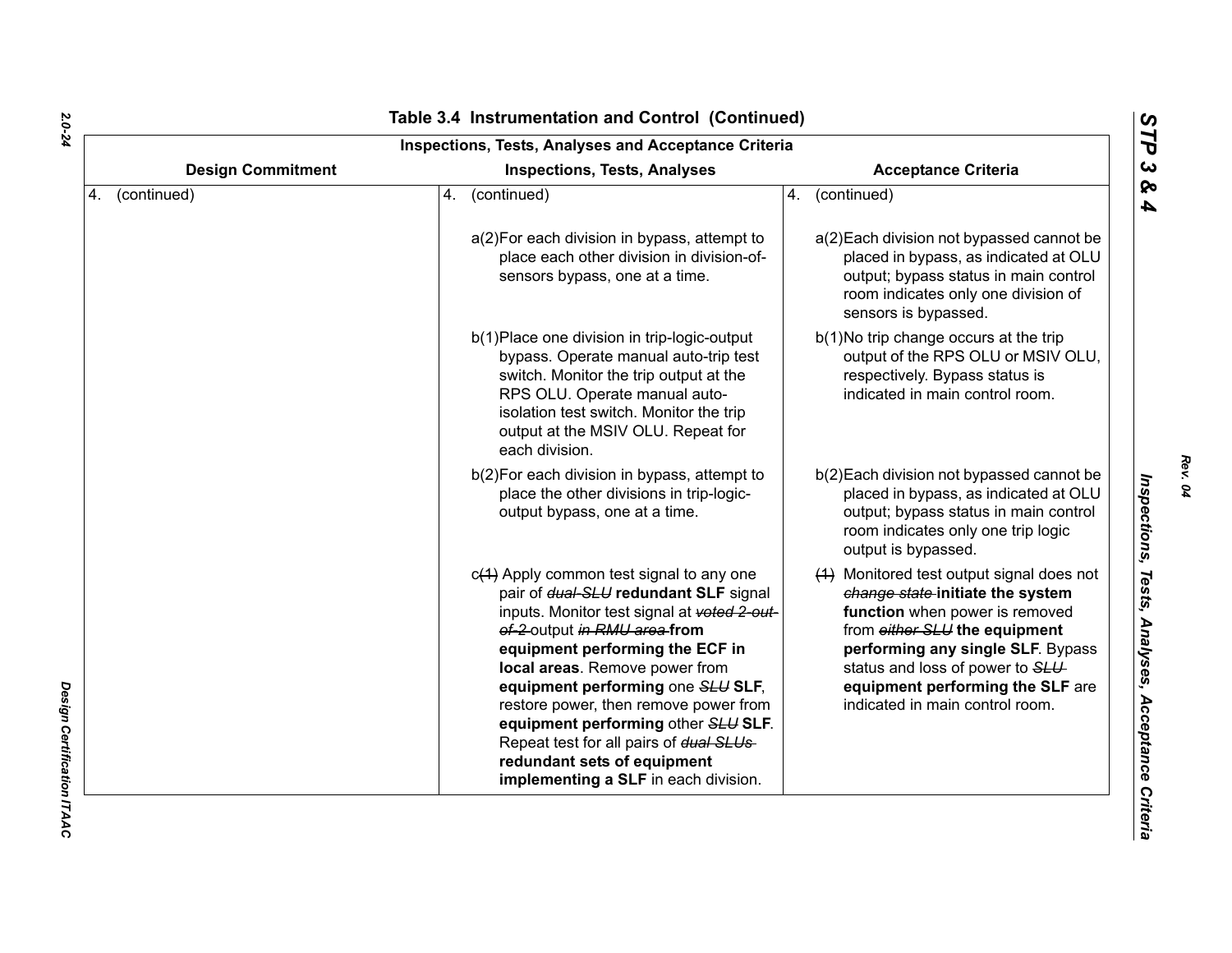# Table 3.4 Instrumentation and Control (Continued)

| Inspections, Tests, Analyses and Acceptance Criteria | | |
|---|---|---|
| **Design Commitment** | **Inspections, Tests, Analyses** | **Acceptance Criteria** |
| 4. (continued) | 4. (continued) | 4. (continued) |
| | a(2) For each division in bypass, attempt to place each other division in division-of-sensors bypass, one at a time. | a(2) Each division not bypassed cannot be placed in bypass, as indicated at OLU output; bypass status in main control room indicates only one division of sensors is bypassed. |
| | b(1) Place one division in trip-logic-output bypass. Operate manual auto-trip test switch. Monitor the trip output at the RPS OLU. Operate manual auto-isolation test switch. Monitor the trip output at the MSIV OLU. Repeat for each division. | b(1) No trip change occurs at the trip output of the RPS OLU or MSIV OLU, respectively. Bypass status is indicated in main control room. |
| | b(2) For each division in bypass, attempt to place the other divisions in trip-logic-output bypass, one at a time. | b(2) Each division not bypassed cannot be placed in bypass, as indicated at OLU output; bypass status in main control room indicates only one trip logic output is bypassed. |
| | c~~(1)~~ Apply common test signal to any one pair of ~~*dual-SLU*~~ **redundant SLF** signal inputs. Monitor test signal at ~~*voted 2-out-of-2*~~ output ~~*in RMU area*~~ **from equipment performing the ECF in local areas**. Remove power from **equipment performing** one ~~*SLU*~~ **SLF**, restore power, then remove power from **equipment performing** other ~~*SLU*~~ **SLF**. Repeat test for all pairs of ~~*dual SLUs*~~ **redundant sets of equipment implementing a SLF** in each division. | ~~(1)~~ Monitored test output signal does not ~~*change state*~~ **initiate the system function** when power is removed from ~~*either SLU*~~ **the equipment performing any single SLF**. Bypass status and loss of power to ~~*SLU*~~ **equipment performing the SLF** are indicated in main control room. |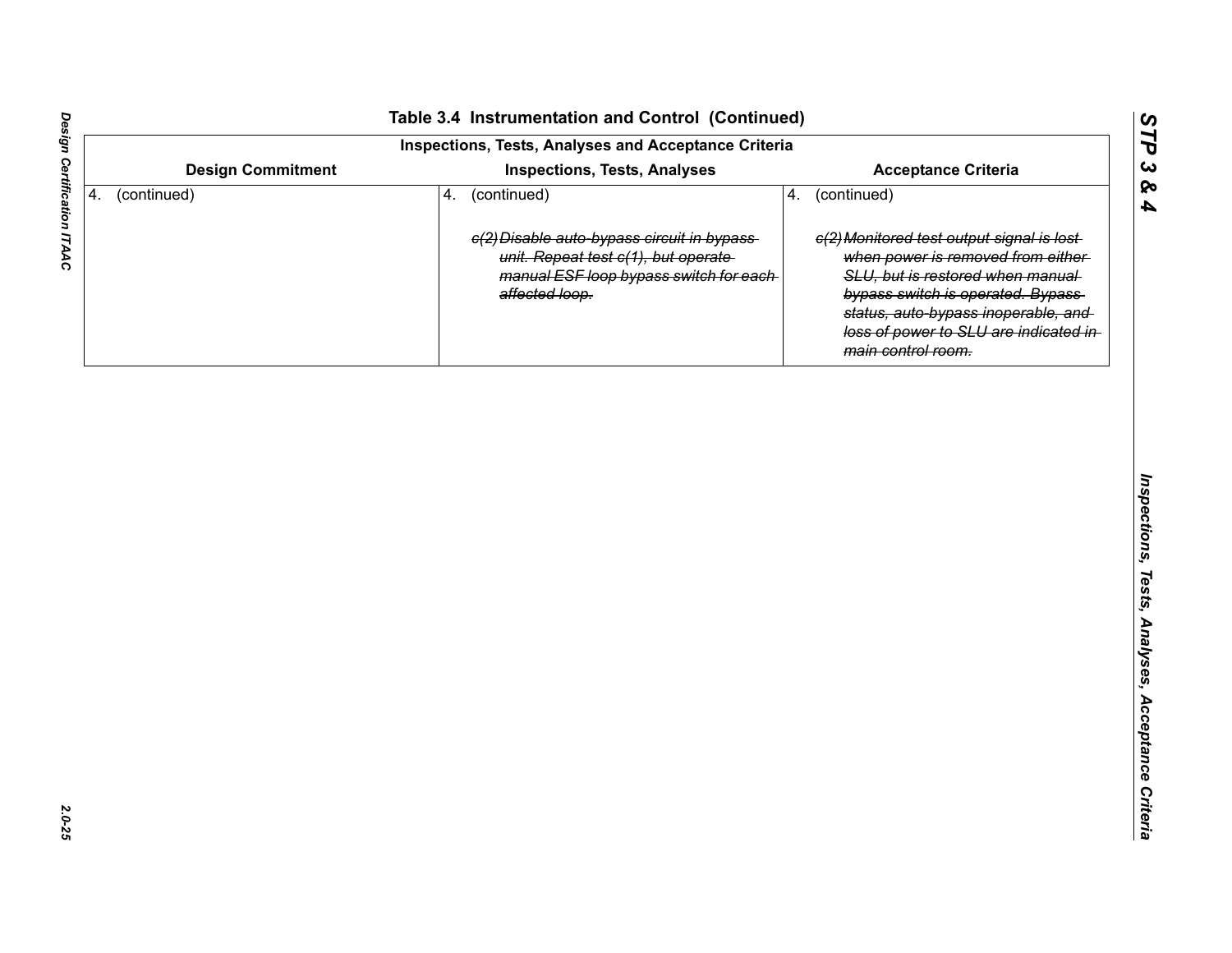## Table 3.4 Instrumentation and Control (Continued)

| Inspections, Tests, Analyses and Acceptance Criteria | | |
|---|---|---|
| **Design Commitment** | **Inspections, Tests, Analyses** | **Acceptance Criteria** |
| 4. (continued) | 4. (continued)<br><br>~~c(2) Disable auto-bypass circuit in bypass unit. Repeat test c(1), but operate manual ESF loop bypass switch for each affected loop.~~ | 4. (continued)<br><br>~~c(2) Monitored test output signal is lost when power is removed from either SLU, but is restored when manual bypass switch is operated. Bypass status, auto-bypass inoperable, and loss of power to SLU are indicated in main control room.~~ |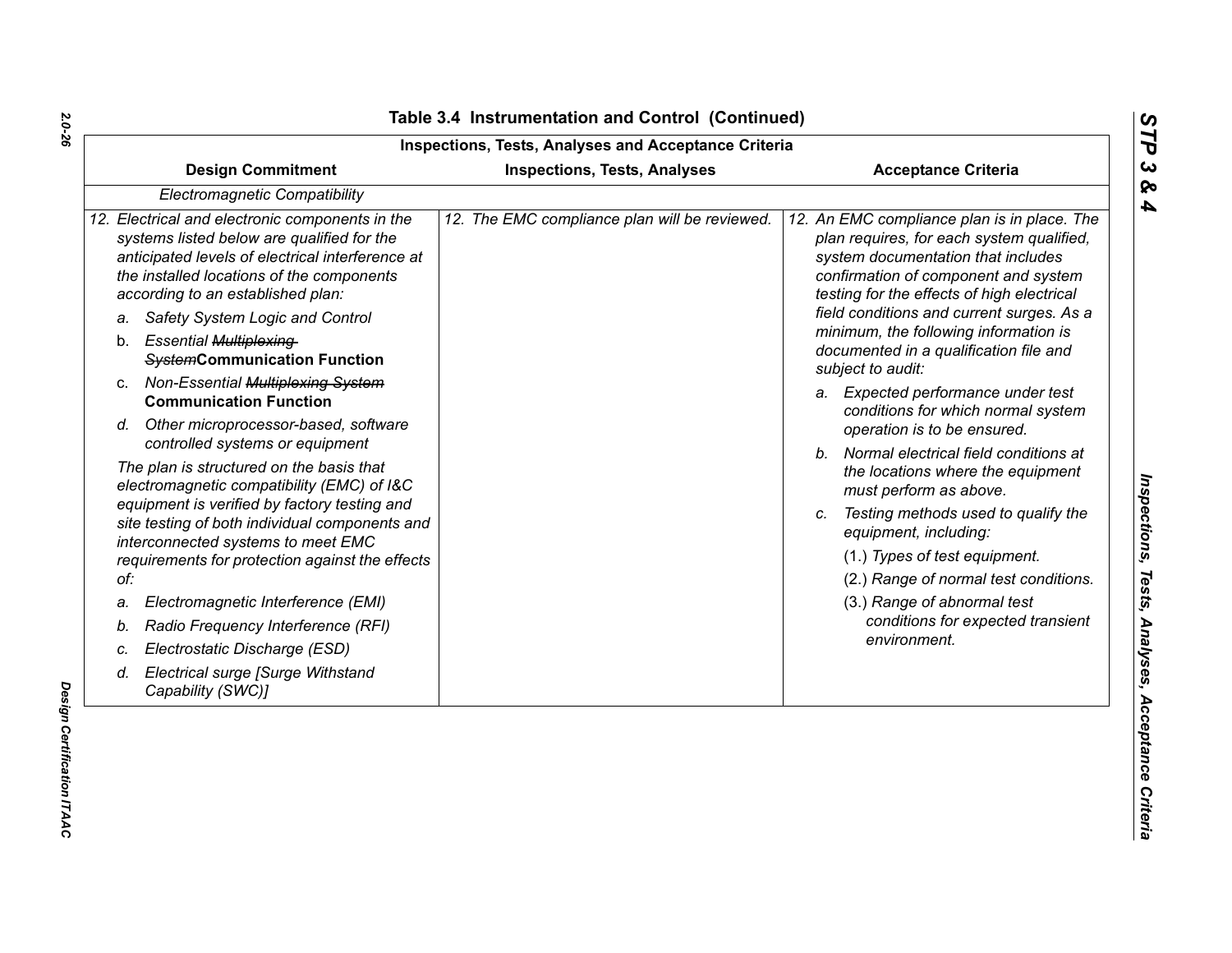## Table 3.4 Instrumentation and Control (Continued)

| Inspections, Tests, Analyses and Acceptance Criteria | | |
|---|---|---|
| **Design Commitment** | **Inspections, Tests, Analyses** | **Acceptance Criteria** |
| *Electromagnetic Compatibility* | | |
| *12. Electrical and electronic components in the systems listed below are qualified for the anticipated levels of electrical interference at the installed locations of the components according to an established plan:*<br>*a. Safety System Logic and Control*<br>b. *Essential* ~~*Multiplexing System*~~**Communication Function**<br>c. *Non-Essential* ~~*Multiplexing System*~~ **Communication Function**<br>*d. Other microprocessor-based, software controlled systems or equipment*<br>*The plan is structured on the basis that electromagnetic compatibility (EMC) of I&C equipment is verified by factory testing and site testing of both individual components and interconnected systems to meet EMC requirements for protection against the effects of:*<br>*a. Electromagnetic Interference (EMI)*<br>*b. Radio Frequency Interference (RFI)*<br>*c. Electrostatic Discharge (ESD)*<br>*d. Electrical surge [Surge Withstand Capability (SWC)]* | *12. The EMC compliance plan will be reviewed.* | *12. An EMC compliance plan is in place. The plan requires, for each system qualified, system documentation that includes confirmation of component and system testing for the effects of high electrical field conditions and current surges. As a minimum, the following information is documented in a qualification file and subject to audit:*<br>*a. Expected performance under test conditions for which normal system operation is to be ensured.*<br>*b. Normal electrical field conditions at the locations where the equipment must perform as above.*<br>*c. Testing methods used to qualify the equipment, including:*<br>*(1.) Types of test equipment.*<br>*(2.) Range of normal test conditions.*<br>*(3.) Range of abnormal test conditions for expected transient environment.* |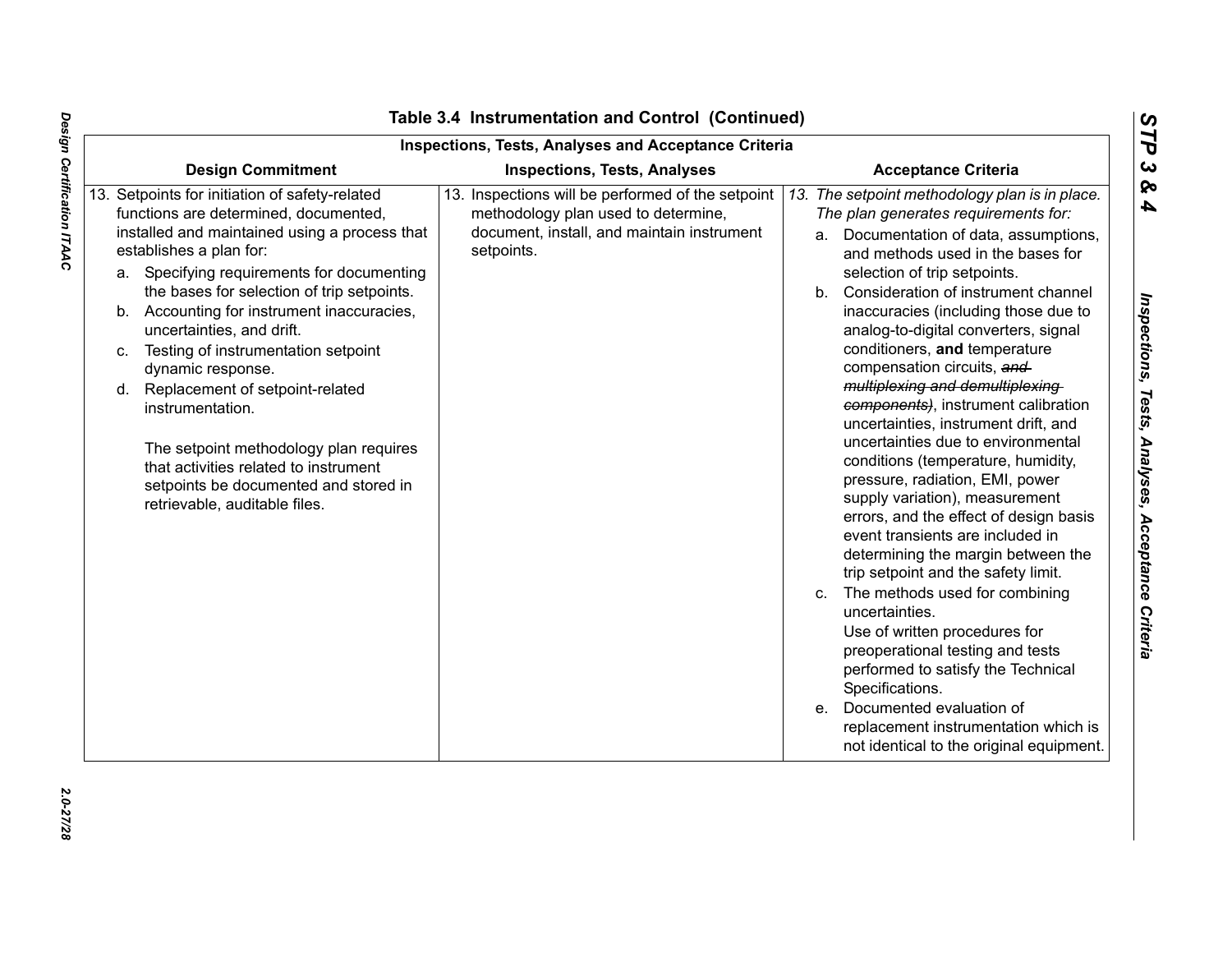## Table 3.4 Instrumentation and Control (Continued)

| Inspections, Tests, Analyses and Acceptance Criteria | | |
|---|---|---|
| **Design Commitment** | **Inspections, Tests, Analyses** | **Acceptance Criteria** |
| 13. Setpoints for initiation of safety-related functions are determined, documented, installed and maintained using a process that establishes a plan for:<br>a. Specifying requirements for documenting the bases for selection of trip setpoints.<br>b. Accounting for instrument inaccuracies, uncertainties, and drift.<br>c. Testing of instrumentation setpoint dynamic response.<br>d. Replacement of setpoint-related instrumentation.<br><br>The setpoint methodology plan requires that activities related to instrument setpoints be documented and stored in retrievable, auditable files. | 13. Inspections will be performed of the setpoint methodology plan used to determine, document, install, and maintain instrument setpoints. | *13. The setpoint methodology plan is in place. The plan generates requirements for:*<br>a. Documentation of data, assumptions, and methods used in the bases for selection of trip setpoints.<br>b. Consideration of instrument channel inaccuracies (including those due to analog-to-digital converters, signal conditioners, **and** temperature compensation circuits, ~~*and multiplexing and demultiplexing components*~~), instrument calibration uncertainties, instrument drift, and uncertainties due to environmental conditions (temperature, humidity, pressure, radiation, EMI, power supply variation), measurement errors, and the effect of design basis event transients are included in determining the margin between the trip setpoint and the safety limit.<br>c. The methods used for combining uncertainties.<br>Use of written procedures for preoperational testing and tests performed to satisfy the Technical Specifications.<br>e. Documented evaluation of replacement instrumentation which is not identical to the original equipment. |